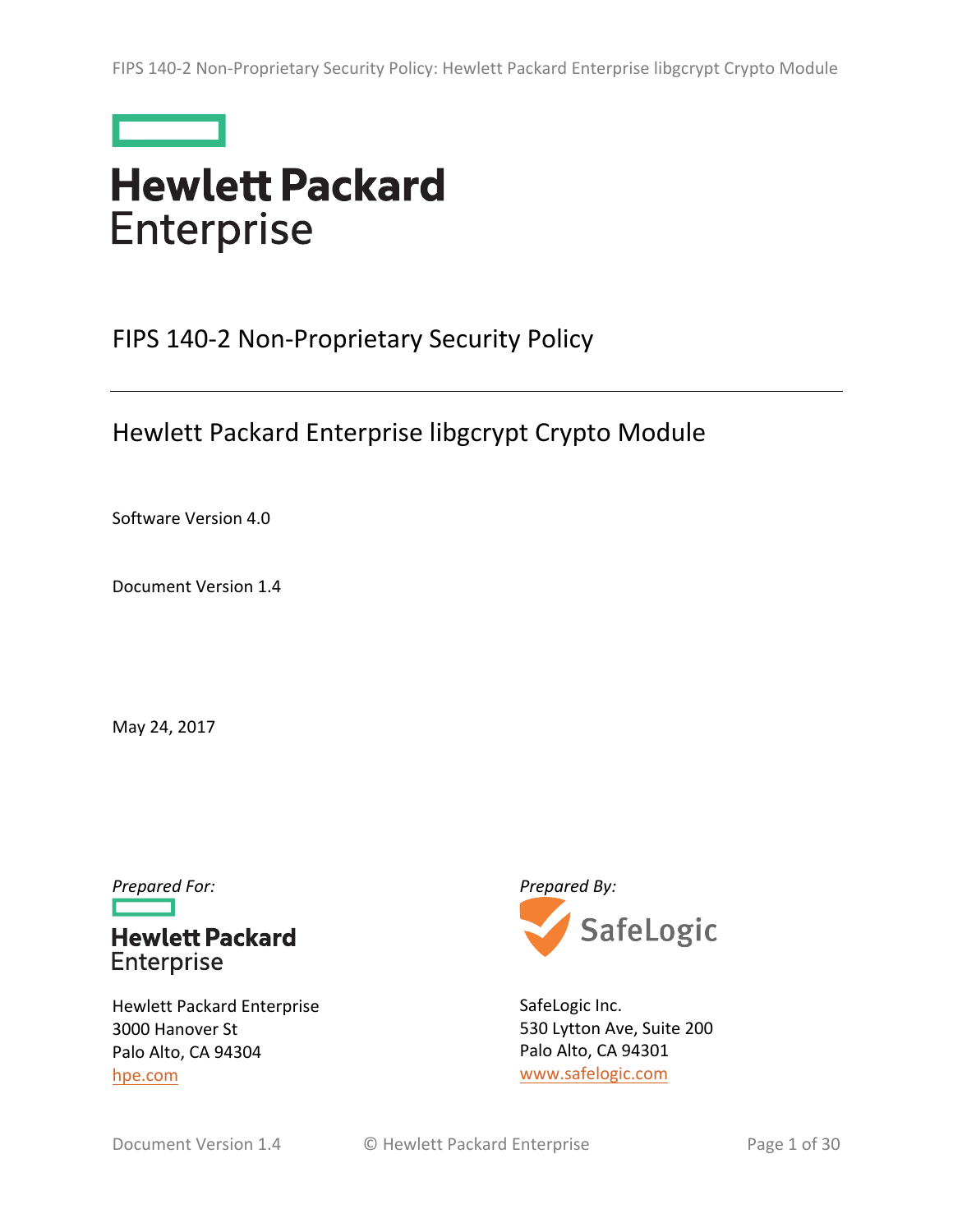# FIPS 140-2 Non-Proprietary Security Policy

## Hewlett Packard Enterprise libgcrypt Crypto Module

Software Version 4.0

Document Version 1.4

May 24, 2017

*Prepared For:*

Hewlett Packard Enterprise
3000 Hanover St
Palo Alto, CA 94304
hpe.com

*Prepared By:*

SafeLogic Inc.
530 Lytton Ave, Suite 200
Palo Alto, CA 94301
www.safelogic.com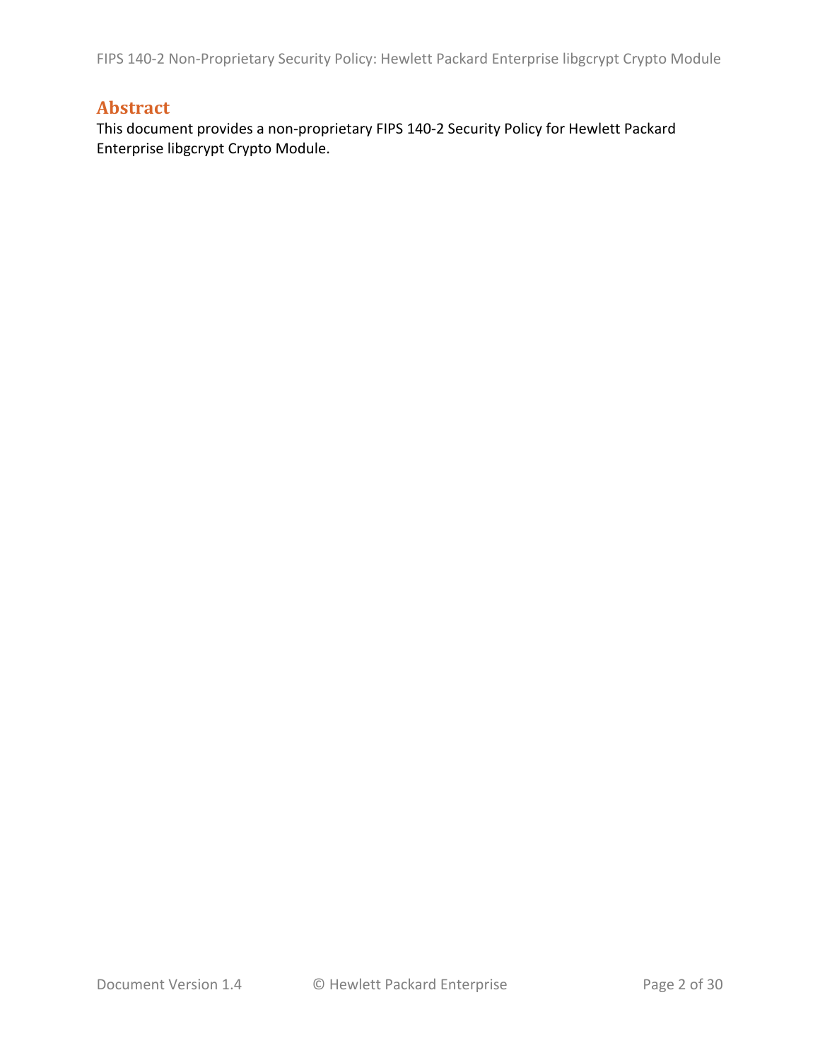## Abstract

This document provides a non-proprietary FIPS 140-2 Security Policy for Hewlett Packard Enterprise libgcrypt Crypto Module.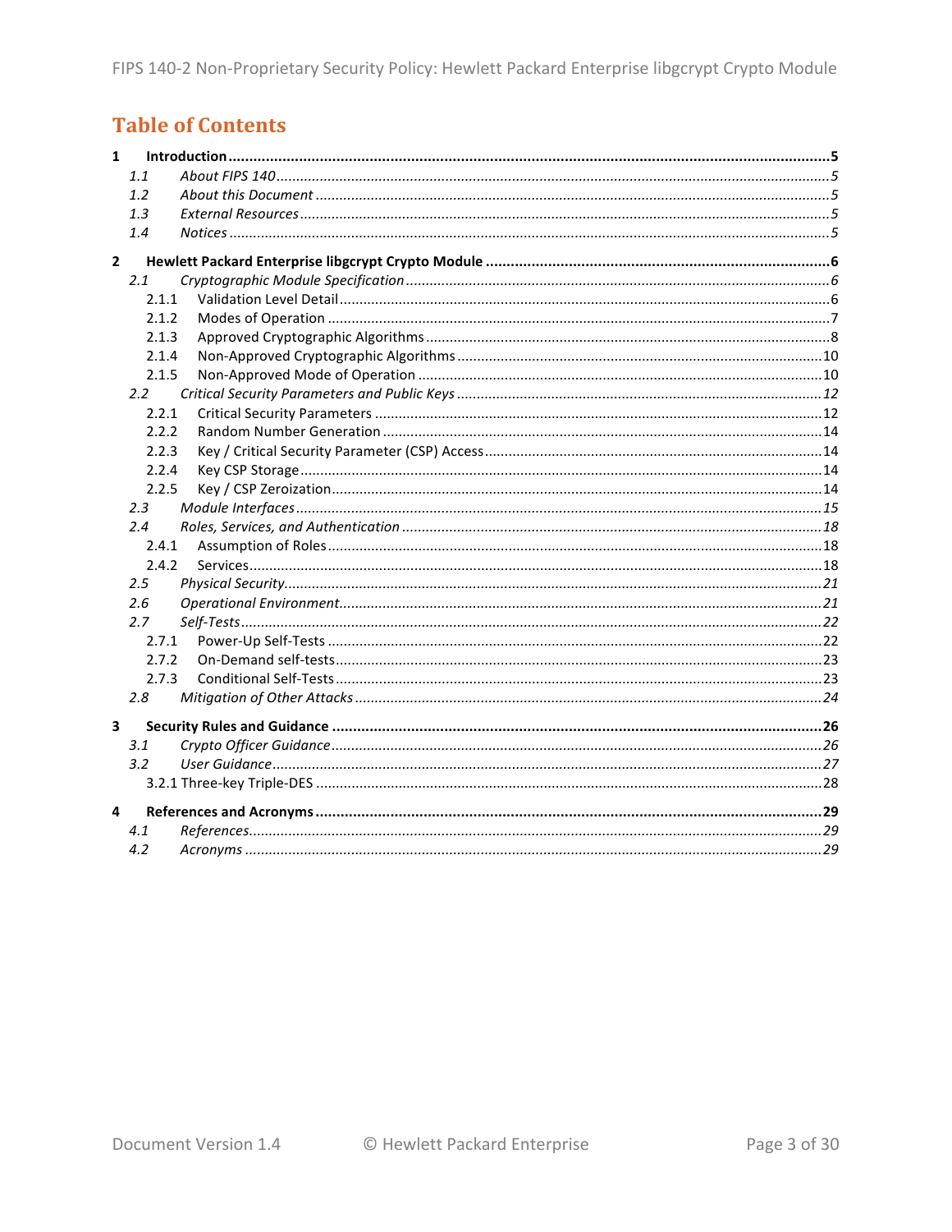# Table of Contents

**1 Introduction** ..... **5**

*1.1 About FIPS 140* ..... *5*

*1.2 About this Document* ..... *5*

*1.3 External Resources* ..... *5*

*1.4 Notices* ..... *5*

**2 Hewlett Packard Enterprise libgcrypt Crypto Module** ..... **6**

*2.1 Cryptographic Module Specification* ..... *6*

2.1.1 Validation Level Detail ..... 6

2.1.2 Modes of Operation ..... 7

2.1.3 Approved Cryptographic Algorithms ..... 8

2.1.4 Non-Approved Cryptographic Algorithms ..... 10

2.1.5 Non-Approved Mode of Operation ..... 10

*2.2 Critical Security Parameters and Public Keys* ..... *12*

2.2.1 Critical Security Parameters ..... 12

2.2.2 Random Number Generation ..... 14

2.2.3 Key / Critical Security Parameter (CSP) Access ..... 14

2.2.4 Key CSP Storage ..... 14

2.2.5 Key / CSP Zeroization ..... 14

*2.3 Module Interfaces* ..... *15*

*2.4 Roles, Services, and Authentication* ..... *18*

2.4.1 Assumption of Roles ..... 18

2.4.2 Services ..... 18

*2.5 Physical Security* ..... *21*

*2.6 Operational Environment* ..... *21*

*2.7 Self-Tests* ..... *22*

2.7.1 Power-Up Self-Tests ..... 22

2.7.2 On-Demand self-tests ..... 23

2.7.3 Conditional Self-Tests ..... 23

*2.8 Mitigation of Other Attacks* ..... *24*

**3 Security Rules and Guidance** ..... **26**

*3.1 Crypto Officer Guidance* ..... *26*

*3.2 User Guidance* ..... *27*

3.2.1 Three-key Triple-DES ..... 28

**4 References and Acronyms** ..... **29**

*4.1 References* ..... *29*

*4.2 Acronyms* ..... *29*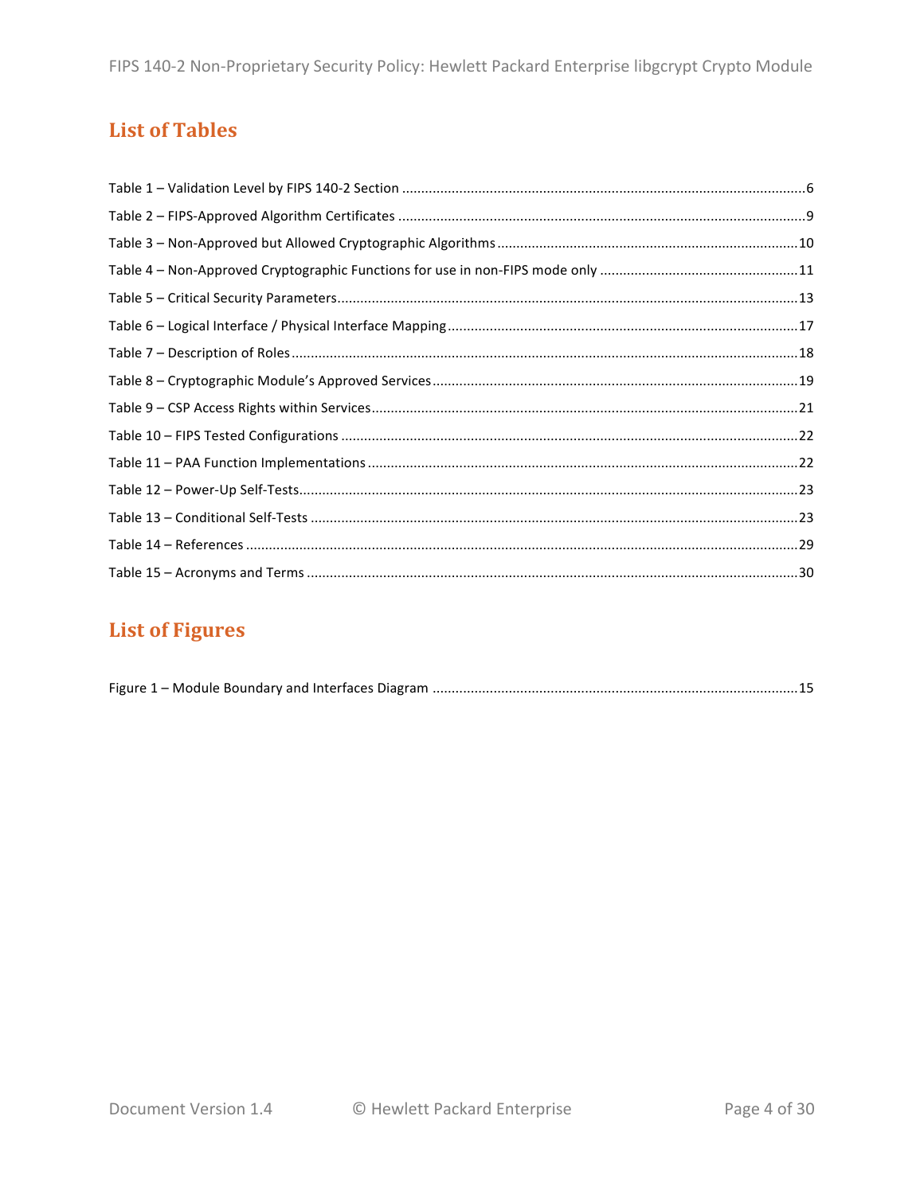## List of Tables

Table 1 – Validation Level by FIPS 140-2 Section ........................................................................................................6
Table 2 – FIPS-Approved Algorithm Certificates ..........................................................................................................9
Table 3 – Non-Approved but Allowed Cryptographic Algorithms ..............................................................................10
Table 4 – Non-Approved Cryptographic Functions for use in non-FIPS mode only ....................................................11
Table 5 – Critical Security Parameters........................................................................................................................13
Table 6 – Logical Interface / Physical Interface Mapping............................................................................................17
Table 7 – Description of Roles ....................................................................................................................................18
Table 8 – Cryptographic Module's Approved Services ...............................................................................................19
Table 9 – CSP Access Rights within Services...............................................................................................................21
Table 10 – FIPS Tested Configurations .......................................................................................................................22
Table 11 – PAA Function Implementations ................................................................................................................22
Table 12 – Power-Up Self-Tests..................................................................................................................................23
Table 13 – Conditional Self-Tests ...............................................................................................................................23
Table 14 – References ................................................................................................................................................29
Table 15 – Acronyms and Terms ................................................................................................................................30

## List of Figures

Figure 1 – Module Boundary and Interfaces Diagram ...............................................................................................15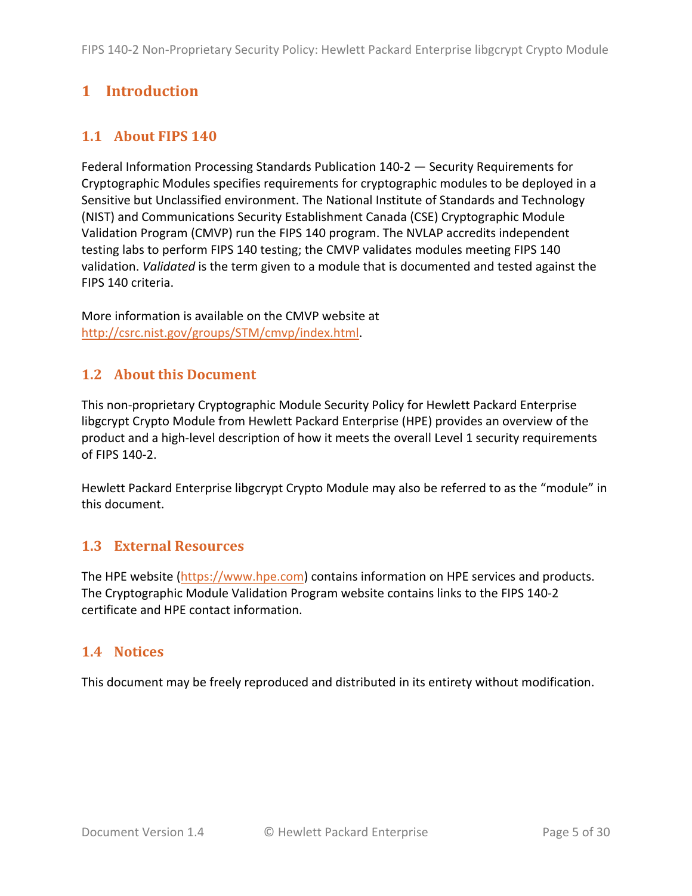# 1 Introduction

## 1.1 About FIPS 140

Federal Information Processing Standards Publication 140-2 — Security Requirements for Cryptographic Modules specifies requirements for cryptographic modules to be deployed in a Sensitive but Unclassified environment. The National Institute of Standards and Technology (NIST) and Communications Security Establishment Canada (CSE) Cryptographic Module Validation Program (CMVP) run the FIPS 140 program. The NVLAP accredits independent testing labs to perform FIPS 140 testing; the CMVP validates modules meeting FIPS 140 validation. *Validated* is the term given to a module that is documented and tested against the FIPS 140 criteria.

More information is available on the CMVP website at http://csrc.nist.gov/groups/STM/cmvp/index.html.

## 1.2 About this Document

This non-proprietary Cryptographic Module Security Policy for Hewlett Packard Enterprise libgcrypt Crypto Module from Hewlett Packard Enterprise (HPE) provides an overview of the product and a high-level description of how it meets the overall Level 1 security requirements of FIPS 140-2.

Hewlett Packard Enterprise libgcrypt Crypto Module may also be referred to as the “module” in this document.

## 1.3 External Resources

The HPE website (https://www.hpe.com) contains information on HPE services and products. The Cryptographic Module Validation Program website contains links to the FIPS 140-2 certificate and HPE contact information.

## 1.4 Notices

This document may be freely reproduced and distributed in its entirety without modification.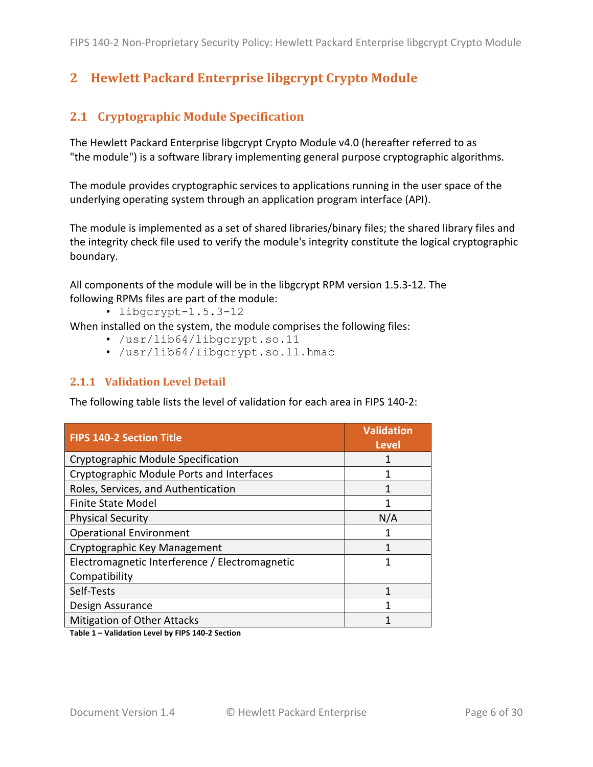# 2 Hewlett Packard Enterprise libgcrypt Crypto Module

## 2.1 Cryptographic Module Specification

The Hewlett Packard Enterprise libgcrypt Crypto Module v4.0 (hereafter referred to as "the module") is a software library implementing general purpose cryptographic algorithms.

The module provides cryptographic services to applications running in the user space of the underlying operating system through an application program interface (API).

The module is implemented as a set of shared libraries/binary files; the shared library files and the integrity check file used to verify the module's integrity constitute the logical cryptographic boundary.

All components of the module will be in the libgcrypt RPM version 1.5.3-12. The following RPMs files are part of the module:

- `libgcrypt-1.5.3-12`

When installed on the system, the module comprises the following files:

- `/usr/lib64/libgcrypt.so.11`
- `/usr/lib64/Iibgcrypt.so.11.hmac`

### 2.1.1 Validation Level Detail

The following table lists the level of validation for each area in FIPS 140-2:

| FIPS 140-2 Section Title | Validation Level |
|---|---|
| Cryptographic Module Specification | 1 |
| Cryptographic Module Ports and Interfaces | 1 |
| Roles, Services, and Authentication | 1 |
| Finite State Model | 1 |
| Physical Security | N/A |
| Operational Environment | 1 |
| Cryptographic Key Management | 1 |
| Electromagnetic Interference / Electromagnetic Compatibility | 1 |
| Self-Tests | 1 |
| Design Assurance | 1 |
| Mitigation of Other Attacks | 1 |

**Table 1 – Validation Level by FIPS 140-2 Section**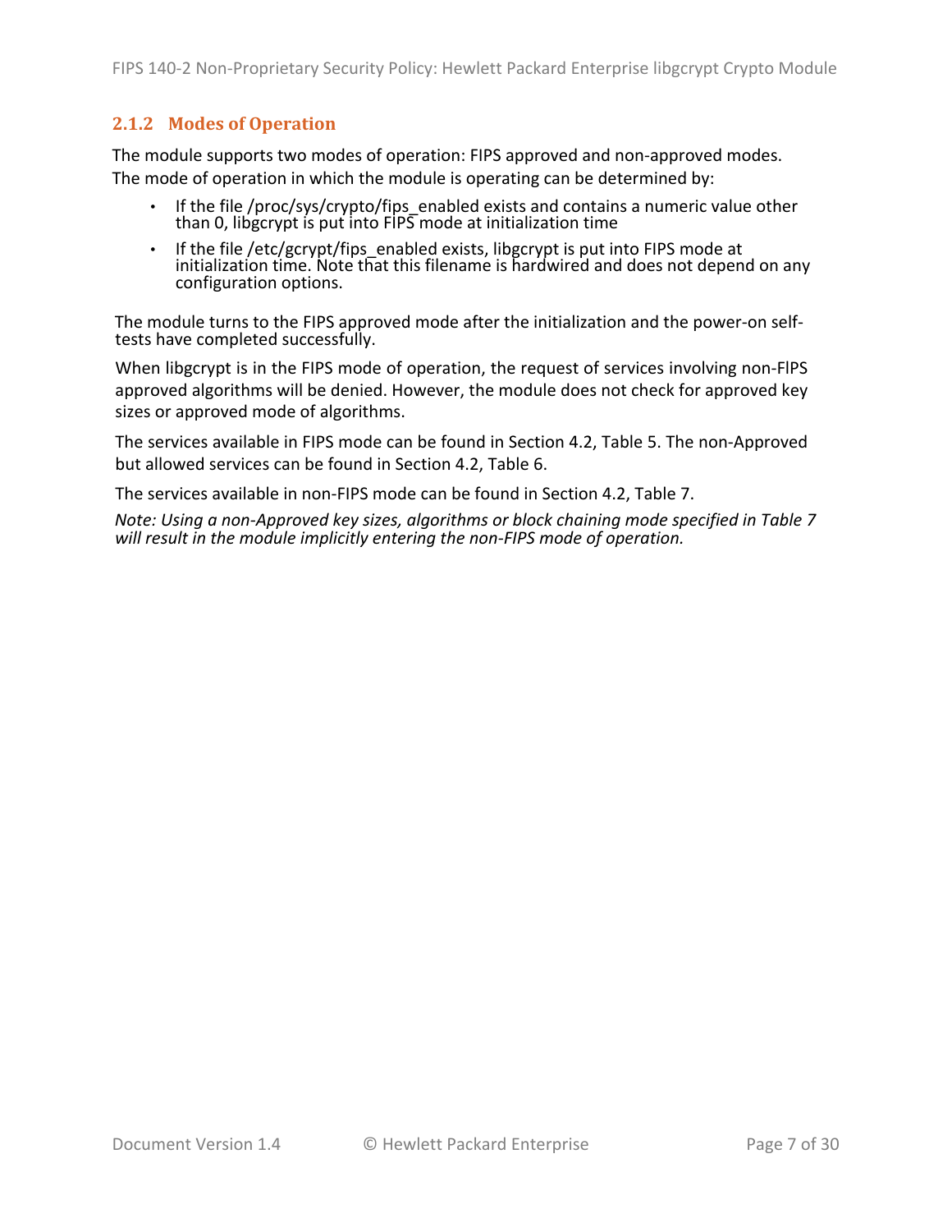### 2.1.2 Modes of Operation

The module supports two modes of operation: FIPS approved and non-approved modes. The mode of operation in which the module is operating can be determined by:

- If the file /proc/sys/crypto/fips_enabled exists and contains a numeric value other than 0, libgcrypt is put into FIPS mode at initialization time
- If the file /etc/gcrypt/fips_enabled exists, libgcrypt is put into FIPS mode at initialization time. Note that this filename is hardwired and does not depend on any configuration options.

The module turns to the FIPS approved mode after the initialization and the power-on self-tests have completed successfully.

When libgcrypt is in the FIPS mode of operation, the request of services involving non-FIPS approved algorithms will be denied. However, the module does not check for approved key sizes or approved mode of algorithms.

The services available in FIPS mode can be found in Section 4.2, Table 5. The non-Approved but allowed services can be found in Section 4.2, Table 6.

The services available in non-FIPS mode can be found in Section 4.2, Table 7.

*Note: Using a non-Approved key sizes, algorithms or block chaining mode specified in Table 7 will result in the module implicitly entering the non-FIPS mode of operation.*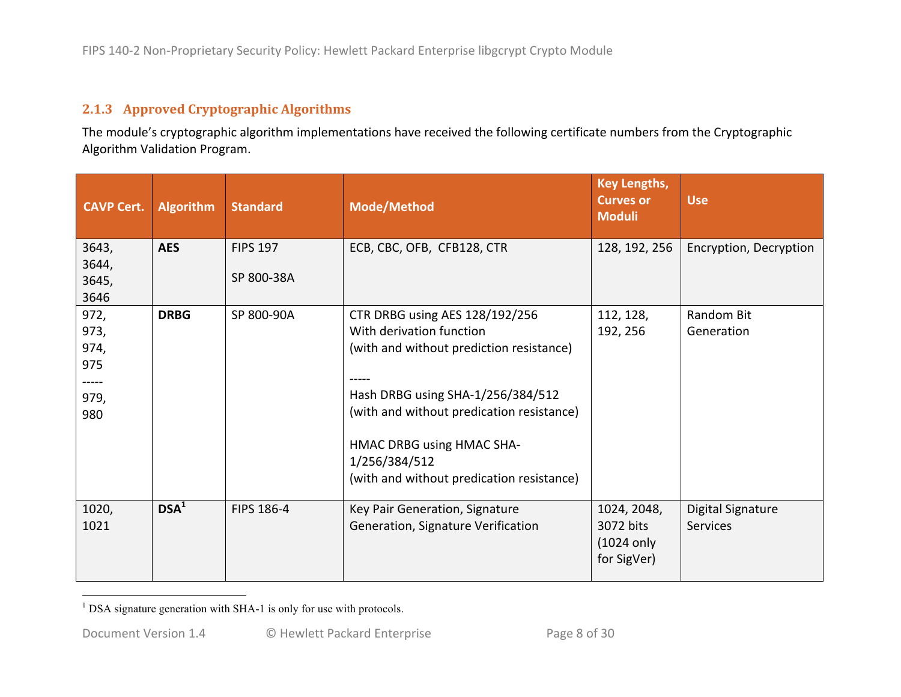### 2.1.3 Approved Cryptographic Algorithms

The module's cryptographic algorithm implementations have received the following certificate numbers from the Cryptographic Algorithm Validation Program.

| CAVP Cert. | Algorithm | Standard | Mode/Method | Key Lengths, Curves or Moduli | Use |
|---|---|---|---|---|---|
| 3643, 3644, 3645, 3646 | **AES** | FIPS 197<br><br>SP 800-38A | ECB, CBC, OFB, CFB128, CTR | 128, 192, 256 | Encryption, Decryption |
| 972, 973, 974, 975<br>-----<br>979, 980 | **DRBG** | SP 800-90A | CTR DRBG using AES 128/192/256<br>With derivation function<br>(with and without prediction resistance)<br><br>-----<br>Hash DRBG using SHA-1/256/384/512<br>(with and without predication resistance)<br><br>HMAC DRBG using HMAC SHA-1/256/384/512<br>(with and without predication resistance) | 112, 128, 192, 256 | Random Bit Generation |
| 1020, 1021 | **DSA**[1] | FIPS 186-4 | Key Pair Generation, Signature Generation, Signature Verification | 1024, 2048, 3072 bits (1024 only for SigVer) | Digital Signature Services |

[1] DSA signature generation with SHA-1 is only for use with protocols.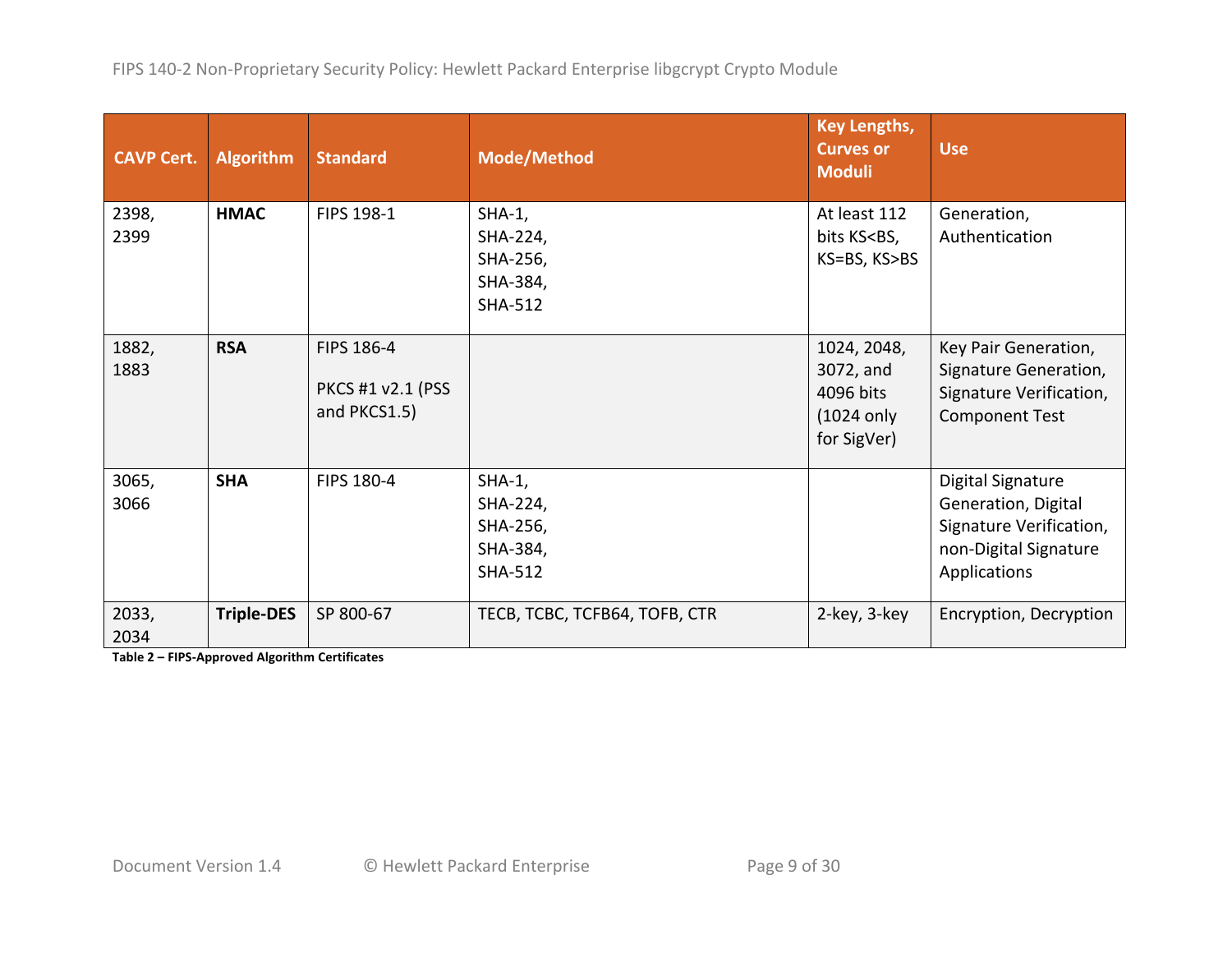| CAVP Cert. | Algorithm | Standard | Mode/Method | Key Lengths, Curves or Moduli | Use |
|---|---|---|---|---|---|
| 2398, 2399 | **HMAC** | FIPS 198-1 | SHA-1, SHA-224, SHA-256, SHA-384, SHA-512 | At least 112 bits KS<BS, KS=BS, KS>BS | Generation, Authentication |
| 1882, 1883 | **RSA** | FIPS 186-4<br><br>PKCS #1 v2.1 (PSS and PKCS1.5) | | 1024, 2048, 3072, and 4096 bits (1024 only for SigVer) | Key Pair Generation, Signature Generation, Signature Verification, Component Test |
| 3065, 3066 | **SHA** | FIPS 180-4 | SHA-1, SHA-224, SHA-256, SHA-384, SHA-512 | | Digital Signature Generation, Digital Signature Verification, non-Digital Signature Applications |
| 2033, 2034 | **Triple-DES** | SP 800-67 | TECB, TCBC, TCFB64, TOFB, CTR | 2-key, 3-key | Encryption, Decryption |

**Table 2 – FIPS-Approved Algorithm Certificates**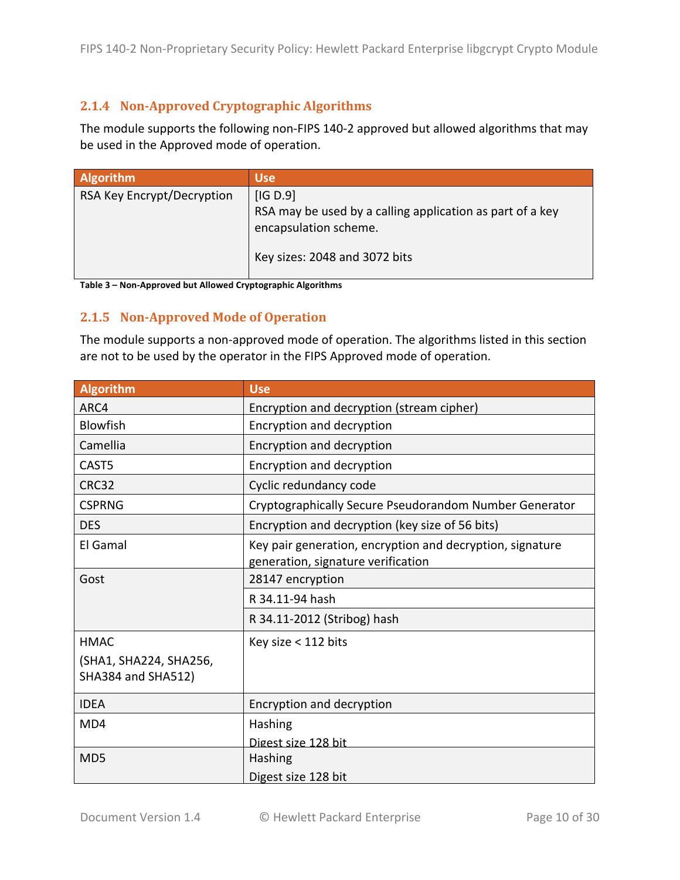### 2.1.4 Non-Approved Cryptographic Algorithms

The module supports the following non-FIPS 140-2 approved but allowed algorithms that may be used in the Approved mode of operation.

| Algorithm | Use |
|---|---|
| RSA Key Encrypt/Decryption | [IG D.9]<br>RSA may be used by a calling application as part of a key encapsulation scheme.<br><br>Key sizes: 2048 and 3072 bits |

**Table 3 – Non-Approved but Allowed Cryptographic Algorithms**

### 2.1.5 Non-Approved Mode of Operation

The module supports a non-approved mode of operation. The algorithms listed in this section are not to be used by the operator in the FIPS Approved mode of operation.

| Algorithm | Use |
|---|---|
| ARC4 | Encryption and decryption (stream cipher) |
| Blowfish | Encryption and decryption |
| Camellia | Encryption and decryption |
| CAST5 | Encryption and decryption |
| CRC32 | Cyclic redundancy code |
| CSPRNG | Cryptographically Secure Pseudorandom Number Generator |
| DES | Encryption and decryption (key size of 56 bits) |
| El Gamal | Key pair generation, encryption and decryption, signature generation, signature verification |
| Gost | 28147 encryption |
| | R 34.11-94 hash |
| | R 34.11-2012 (Stribog) hash |
| HMAC<br>(SHA1, SHA224, SHA256, SHA384 and SHA512) | Key size < 112 bits |
| IDEA | Encryption and decryption |
| MD4 | Hashing<br>Digest size 128 bit |
| MD5 | Hashing<br>Digest size 128 bit |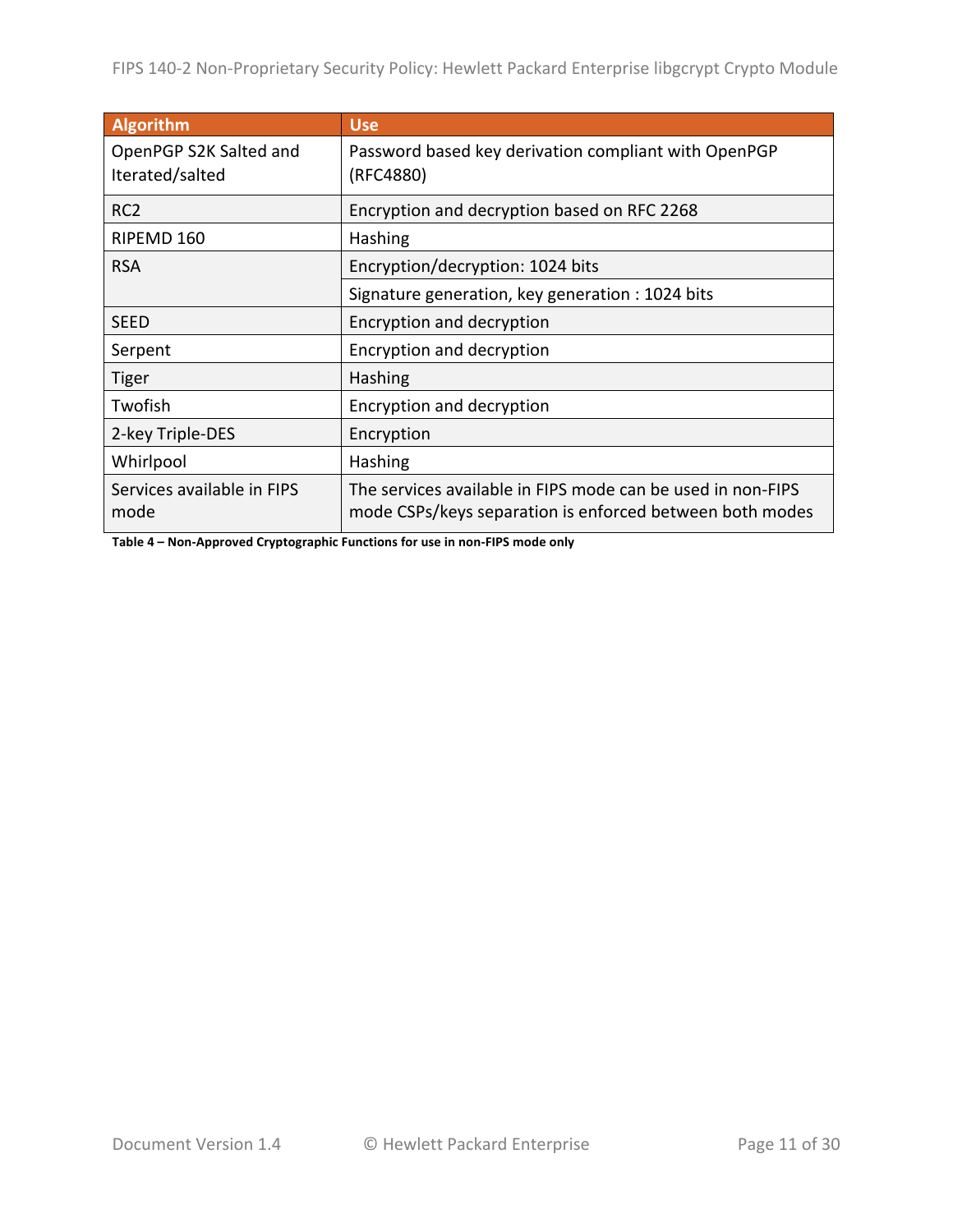| Algorithm | Use |
|---|---|
| OpenPGP S2K Salted and Iterated/salted | Password based key derivation compliant with OpenPGP (RFC4880) |
| RC2 | Encryption and decryption based on RFC 2268 |
| RIPEMD 160 | Hashing |
| RSA | Encryption/decryption: 1024 bits |
| | Signature generation, key generation : 1024 bits |
| SEED | Encryption and decryption |
| Serpent | Encryption and decryption |
| Tiger | Hashing |
| Twofish | Encryption and decryption |
| 2-key Triple-DES | Encryption |
| Whirlpool | Hashing |
| Services available in FIPS mode | The services available in FIPS mode can be used in non-FIPS mode CSPs/keys separation is enforced between both modes |

**Table 4 – Non-Approved Cryptographic Functions for use in non-FIPS mode only**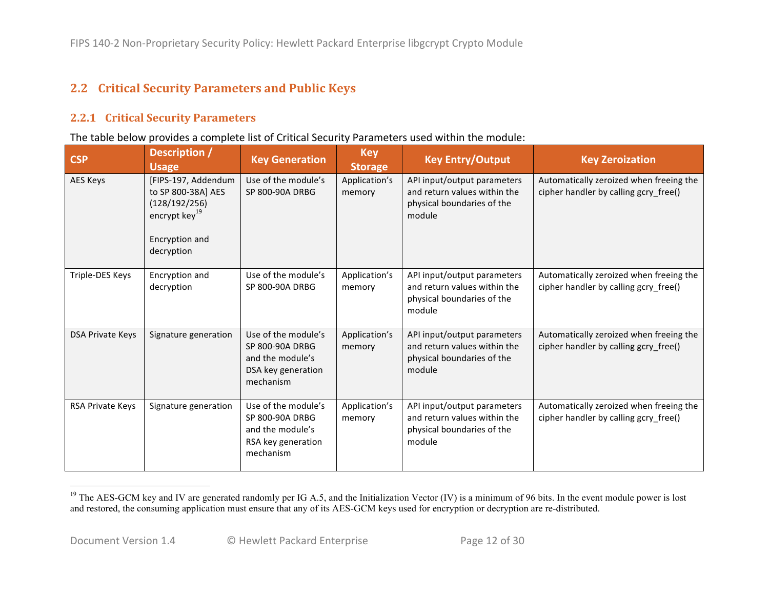## 2.2 Critical Security Parameters and Public Keys

### 2.2.1 Critical Security Parameters

The table below provides a complete list of Critical Security Parameters used within the module:

| CSP | Description / Usage | Key Generation | Key Storage | Key Entry/Output | Key Zeroization |
|---|---|---|---|---|---|
| AES Keys | [FIPS-197, Addendum to SP 800-38A] AES (128/192/256) encrypt key[19]<br><br>Encryption and decryption | Use of the module's SP 800-90A DRBG | Application's memory | API input/output parameters and return values within the physical boundaries of the module | Automatically zeroized when freeing the cipher handler by calling gcry_free() |
| Triple-DES Keys | Encryption and decryption | Use of the module's SP 800-90A DRBG | Application's memory | API input/output parameters and return values within the physical boundaries of the module | Automatically zeroized when freeing the cipher handler by calling gcry_free() |
| DSA Private Keys | Signature generation | Use of the module's SP 800-90A DRBG and the module's DSA key generation mechanism | Application's memory | API input/output parameters and return values within the physical boundaries of the module | Automatically zeroized when freeing the cipher handler by calling gcry_free() |
| RSA Private Keys | Signature generation | Use of the module's SP 800-90A DRBG and the module's RSA key generation mechanism | Application's memory | API input/output parameters and return values within the physical boundaries of the module | Automatically zeroized when freeing the cipher handler by calling gcry_free() |

[19] The AES-GCM key and IV are generated randomly per IG A.5, and the Initialization Vector (IV) is a minimum of 96 bits. In the event module power is lost and restored, the consuming application must ensure that any of its AES-GCM keys used for encryption or decryption are re-distributed.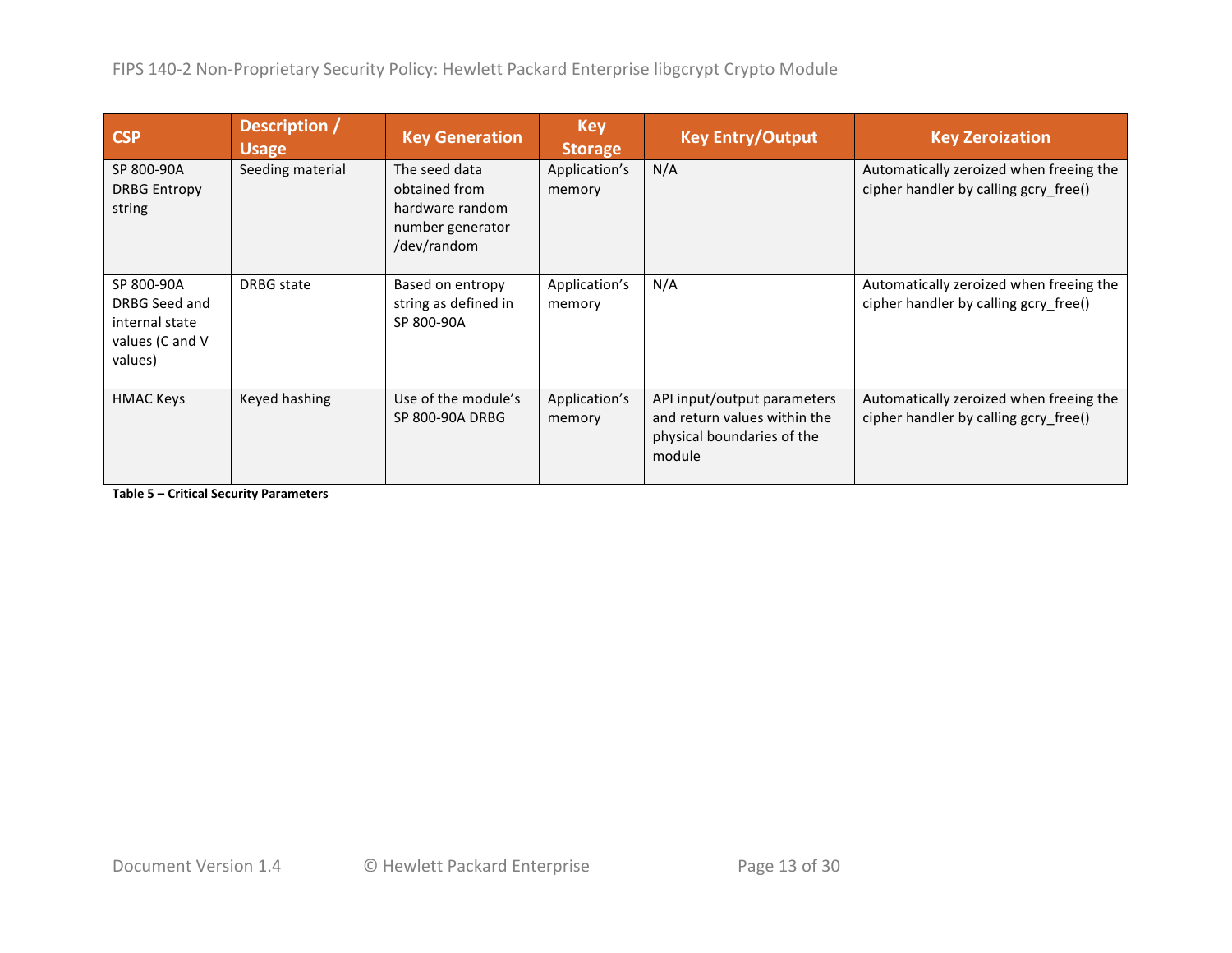| CSP | Description / Usage | Key Generation | Key Storage | Key Entry/Output | Key Zeroization |
|---|---|---|---|---|---|
| SP 800-90A DRBG Entropy string | Seeding material | The seed data obtained from hardware random number generator /dev/random | Application's memory | N/A | Automatically zeroized when freeing the cipher handler by calling gcry_free() |
| SP 800-90A DRBG Seed and internal state values (C and V values) | DRBG state | Based on entropy string as defined in SP 800-90A | Application's memory | N/A | Automatically zeroized when freeing the cipher handler by calling gcry_free() |
| HMAC Keys | Keyed hashing | Use of the module's SP 800-90A DRBG | Application's memory | API input/output parameters and return values within the physical boundaries of the module | Automatically zeroized when freeing the cipher handler by calling gcry_free() |

**Table 5 – Critical Security Parameters**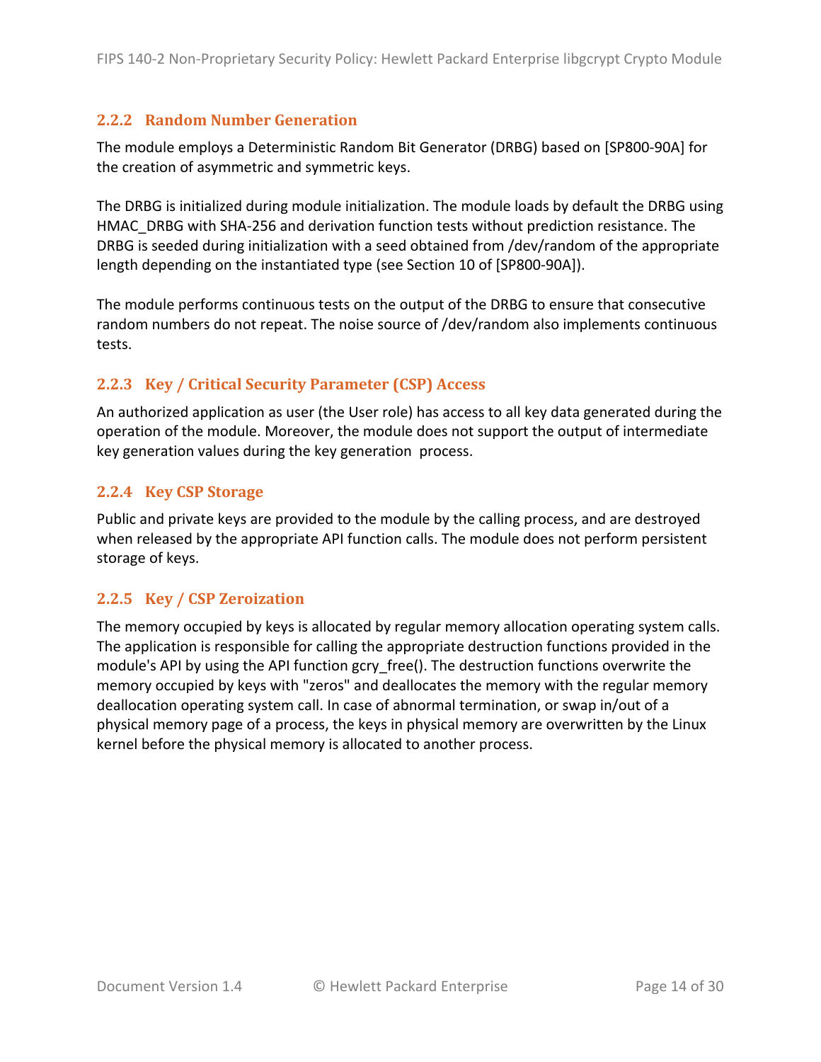### 2.2.2 Random Number Generation

The module employs a Deterministic Random Bit Generator (DRBG) based on [SP800-90A] for the creation of asymmetric and symmetric keys.

The DRBG is initialized during module initialization. The module loads by default the DRBG using HMAC_DRBG with SHA-256 and derivation function tests without prediction resistance. The DRBG is seeded during initialization with a seed obtained from /dev/random of the appropriate length depending on the instantiated type (see Section 10 of [SP800-90A]).

The module performs continuous tests on the output of the DRBG to ensure that consecutive random numbers do not repeat. The noise source of /dev/random also implements continuous tests.

### 2.2.3 Key / Critical Security Parameter (CSP) Access

An authorized application as user (the User role) has access to all key data generated during the operation of the module. Moreover, the module does not support the output of intermediate key generation values during the key generation process.

### 2.2.4 Key CSP Storage

Public and private keys are provided to the module by the calling process, and are destroyed when released by the appropriate API function calls. The module does not perform persistent storage of keys.

### 2.2.5 Key / CSP Zeroization

The memory occupied by keys is allocated by regular memory allocation operating system calls. The application is responsible for calling the appropriate destruction functions provided in the module's API by using the API function gcry_free(). The destruction functions overwrite the memory occupied by keys with "zeros" and deallocates the memory with the regular memory deallocation operating system call. In case of abnormal termination, or swap in/out of a physical memory page of a process, the keys in physical memory are overwritten by the Linux kernel before the physical memory is allocated to another process.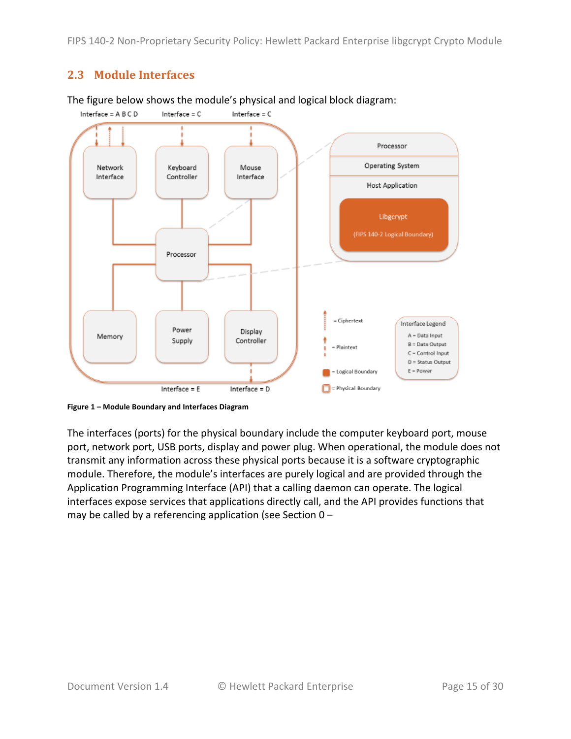## 2.3 Module Interfaces

The figure below shows the module's physical and logical block diagram:

Figure 1 – Module Boundary and Interfaces Diagram

The interfaces (ports) for the physical boundary include the computer keyboard port, mouse port, network port, USB ports, display and power plug. When operational, the module does not transmit any information across these physical ports because it is a software cryptographic module. Therefore, the module's interfaces are purely logical and are provided through the Application Programming Interface (API) that a calling daemon can operate. The logical interfaces expose services that applications directly call, and the API provides functions that may be called by a referencing application (see Section 0 –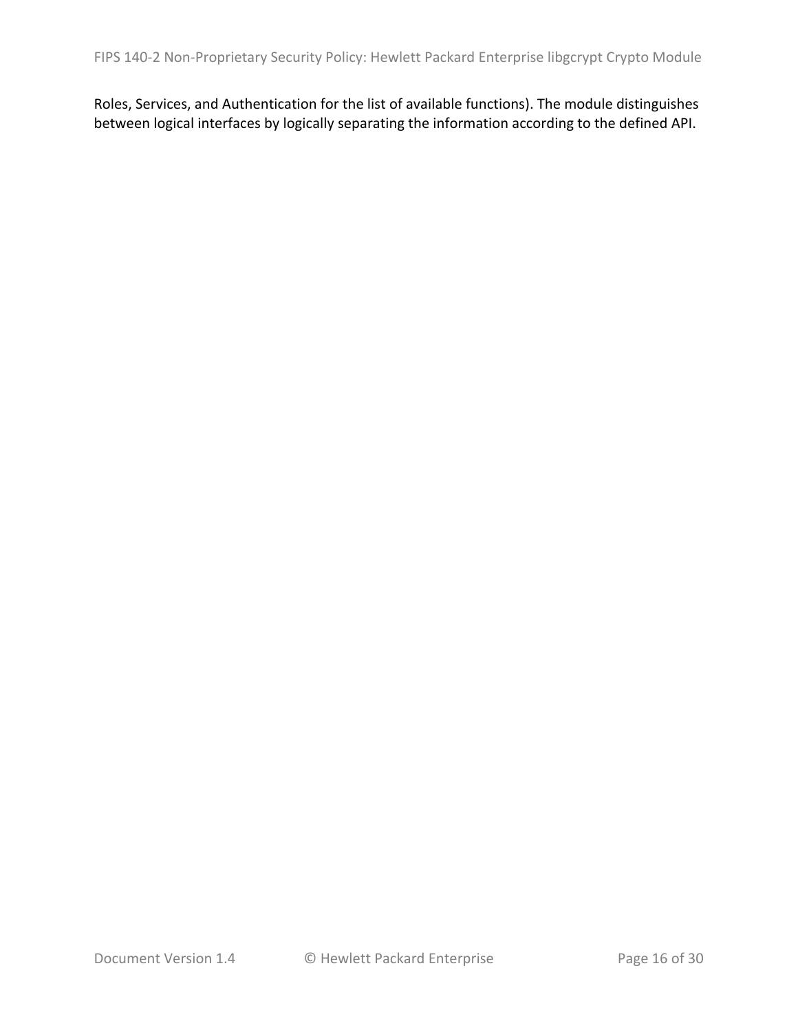Roles, Services, and Authentication for the list of available functions). The module distinguishes between logical interfaces by logically separating the information according to the defined API.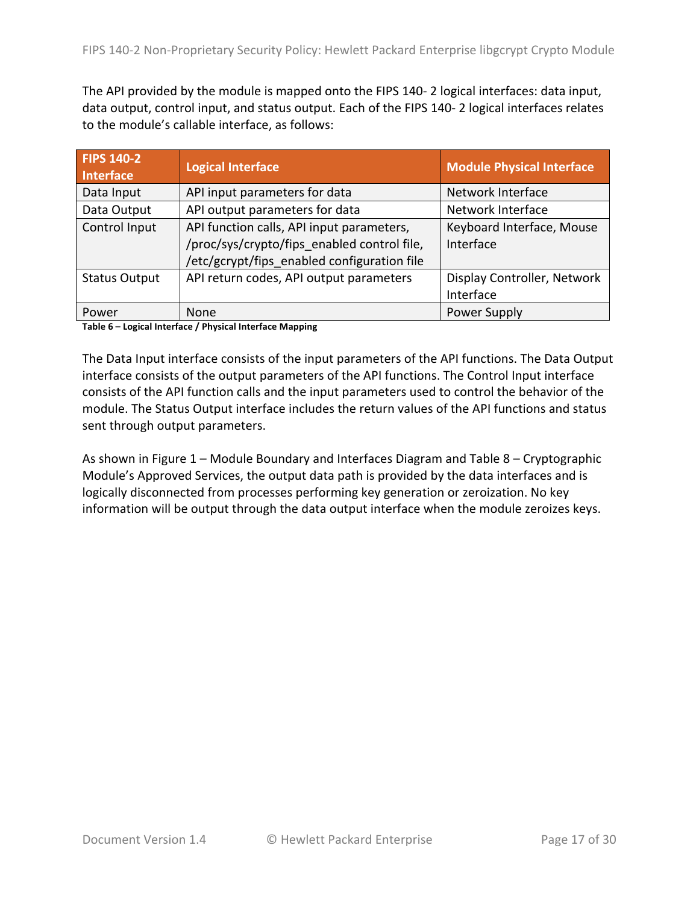The API provided by the module is mapped onto the FIPS 140- 2 logical interfaces: data input, data output, control input, and status output. Each of the FIPS 140- 2 logical interfaces relates to the module's callable interface, as follows:

| FIPS 140-2 Interface | Logical Interface | Module Physical Interface |
|---|---|---|
| Data Input | API input parameters for data | Network Interface |
| Data Output | API output parameters for data | Network Interface |
| Control Input | API function calls, API input parameters, /proc/sys/crypto/fips_enabled control file, /etc/gcrypt/fips_enabled configuration file | Keyboard Interface, Mouse Interface |
| Status Output | API return codes, API output parameters | Display Controller, Network Interface |
| Power | None | Power Supply |

**Table 6 – Logical Interface / Physical Interface Mapping**

The Data Input interface consists of the input parameters of the API functions. The Data Output interface consists of the output parameters of the API functions. The Control Input interface consists of the API function calls and the input parameters used to control the behavior of the module. The Status Output interface includes the return values of the API functions and status sent through output parameters.

As shown in Figure 1 – Module Boundary and Interfaces Diagram and Table 8 – Cryptographic Module's Approved Services, the output data path is provided by the data interfaces and is logically disconnected from processes performing key generation or zeroization. No key information will be output through the data output interface when the module zeroizes keys.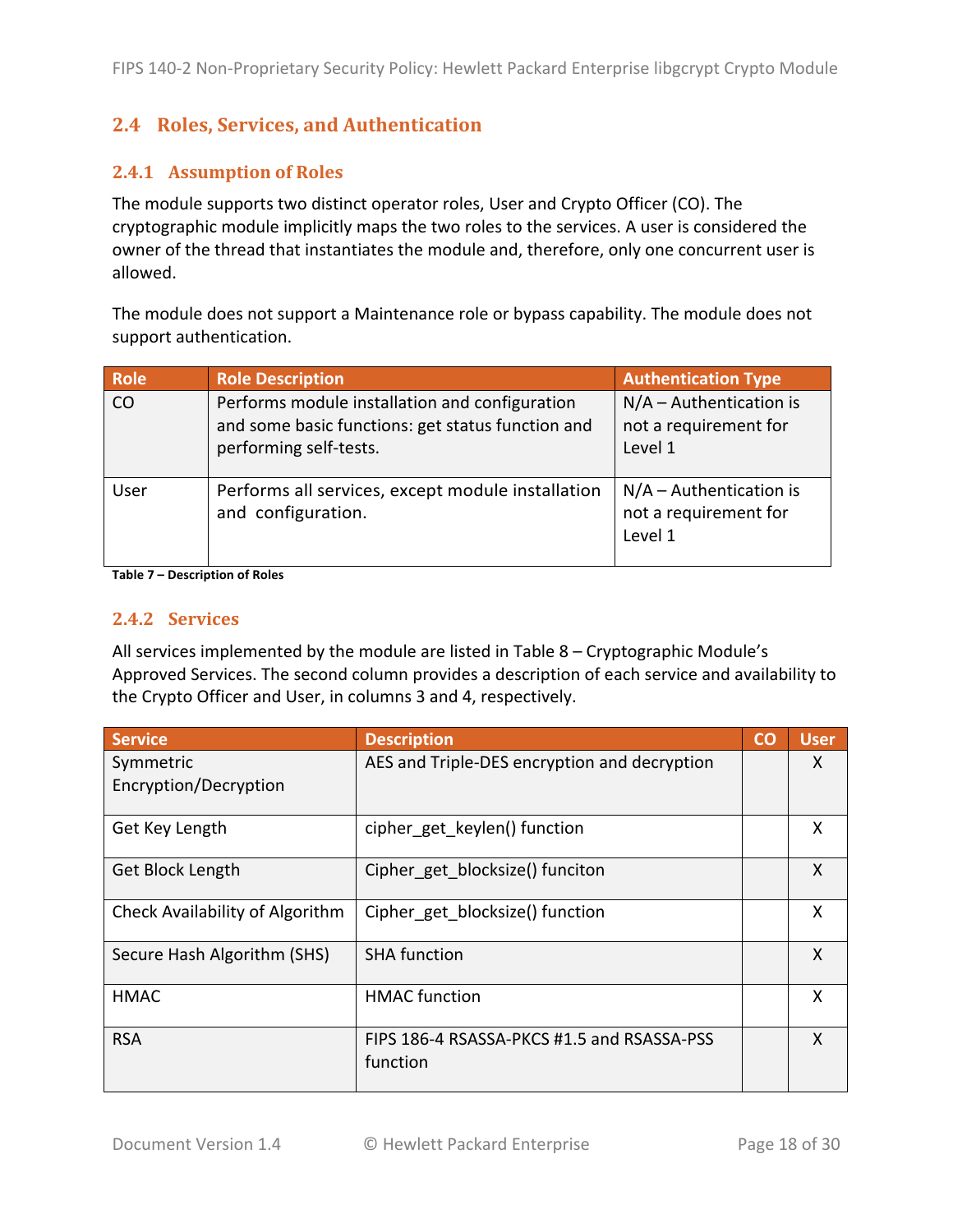## 2.4 Roles, Services, and Authentication

### 2.4.1 Assumption of Roles

The module supports two distinct operator roles, User and Crypto Officer (CO). The cryptographic module implicitly maps the two roles to the services. A user is considered the owner of the thread that instantiates the module and, therefore, only one concurrent user is allowed.

The module does not support a Maintenance role or bypass capability. The module does not support authentication.

| Role | Role Description | Authentication Type |
|---|---|---|
| CO | Performs module installation and configuration and some basic functions: get status function and performing self-tests. | N/A – Authentication is not a requirement for Level 1 |
| User | Performs all services, except module installation and configuration. | N/A – Authentication is not a requirement for Level 1 |

**Table 7 – Description of Roles**

### 2.4.2 Services

All services implemented by the module are listed in Table 8 – Cryptographic Module's Approved Services. The second column provides a description of each service and availability to the Crypto Officer and User, in columns 3 and 4, respectively.

| Service | Description | CO | User |
|---|---|---|---|
| Symmetric Encryption/Decryption | AES and Triple-DES encryption and decryption | | X |
| Get Key Length | cipher_get_keylen() function | | X |
| Get Block Length | Cipher_get_blocksize() funciton | | X |
| Check Availability of Algorithm | Cipher_get_blocksize() function | | X |
| Secure Hash Algorithm (SHS) | SHA function | | X |
| HMAC | HMAC function | | X |
| RSA | FIPS 186-4 RSASSA-PKCS #1.5 and RSASSA-PSS function | | X |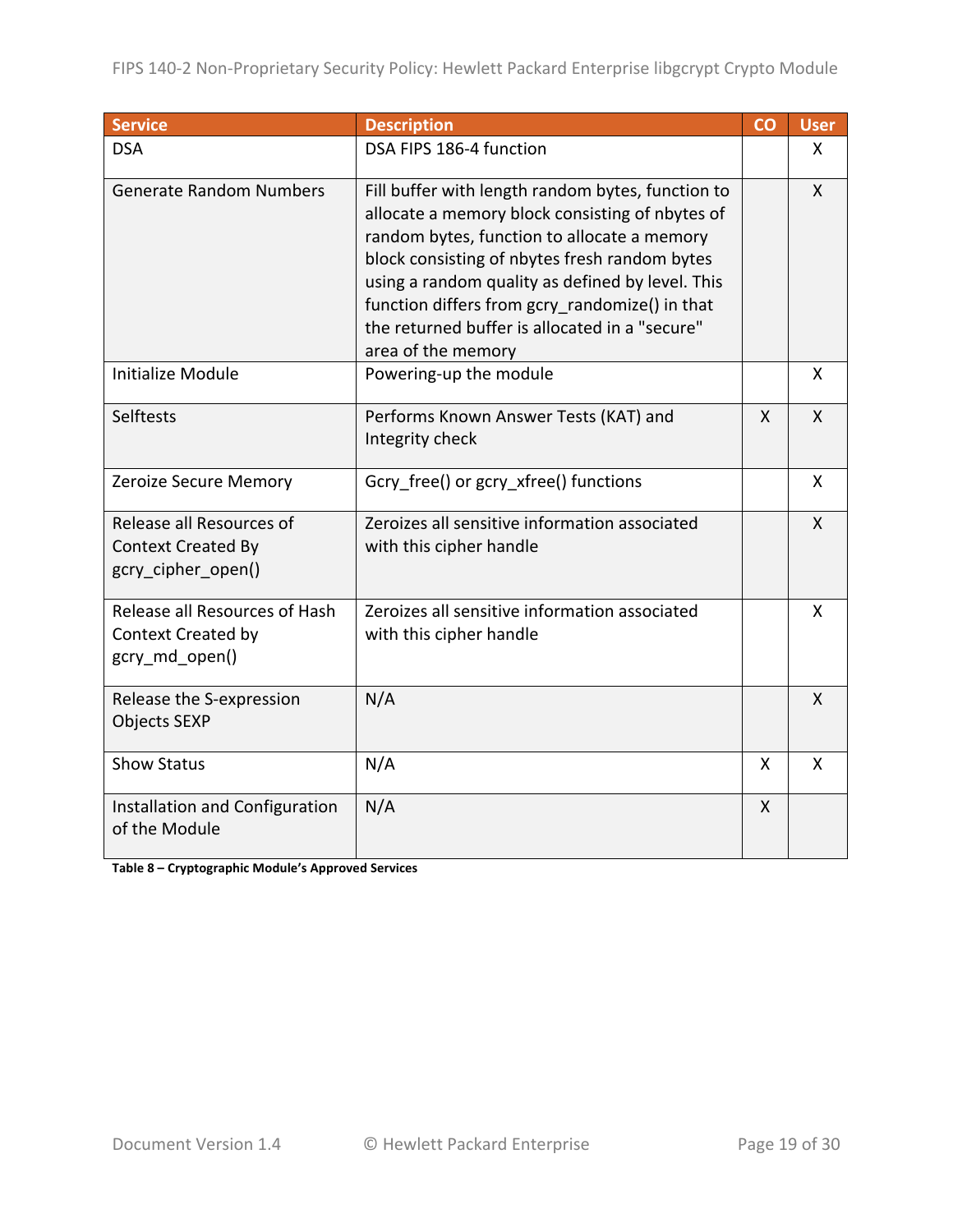| Service | Description | CO | User |
| --- | --- | --- | --- |
| DSA | DSA FIPS 186-4 function | | X |
| Generate Random Numbers | Fill buffer with length random bytes, function to allocate a memory block consisting of nbytes of random bytes, function to allocate a memory block consisting of nbytes fresh random bytes using a random quality as defined by level. This function differs from gcry_randomize() in that the returned buffer is allocated in a "secure" area of the memory | | X |
| Initialize Module | Powering-up the module | | X |
| Selftests | Performs Known Answer Tests (KAT) and Integrity check | X | X |
| Zeroize Secure Memory | Gcry_free() or gcry_xfree() functions | | X |
| Release all Resources of Context Created By gcry_cipher_open() | Zeroizes all sensitive information associated with this cipher handle | | X |
| Release all Resources of Hash Context Created by gcry_md_open() | Zeroizes all sensitive information associated with this cipher handle | | X |
| Release the S-expression Objects SEXP | N/A | | X |
| Show Status | N/A | X | X |
| Installation and Configuration of the Module | N/A | X | |

**Table 8 – Cryptographic Module's Approved Services**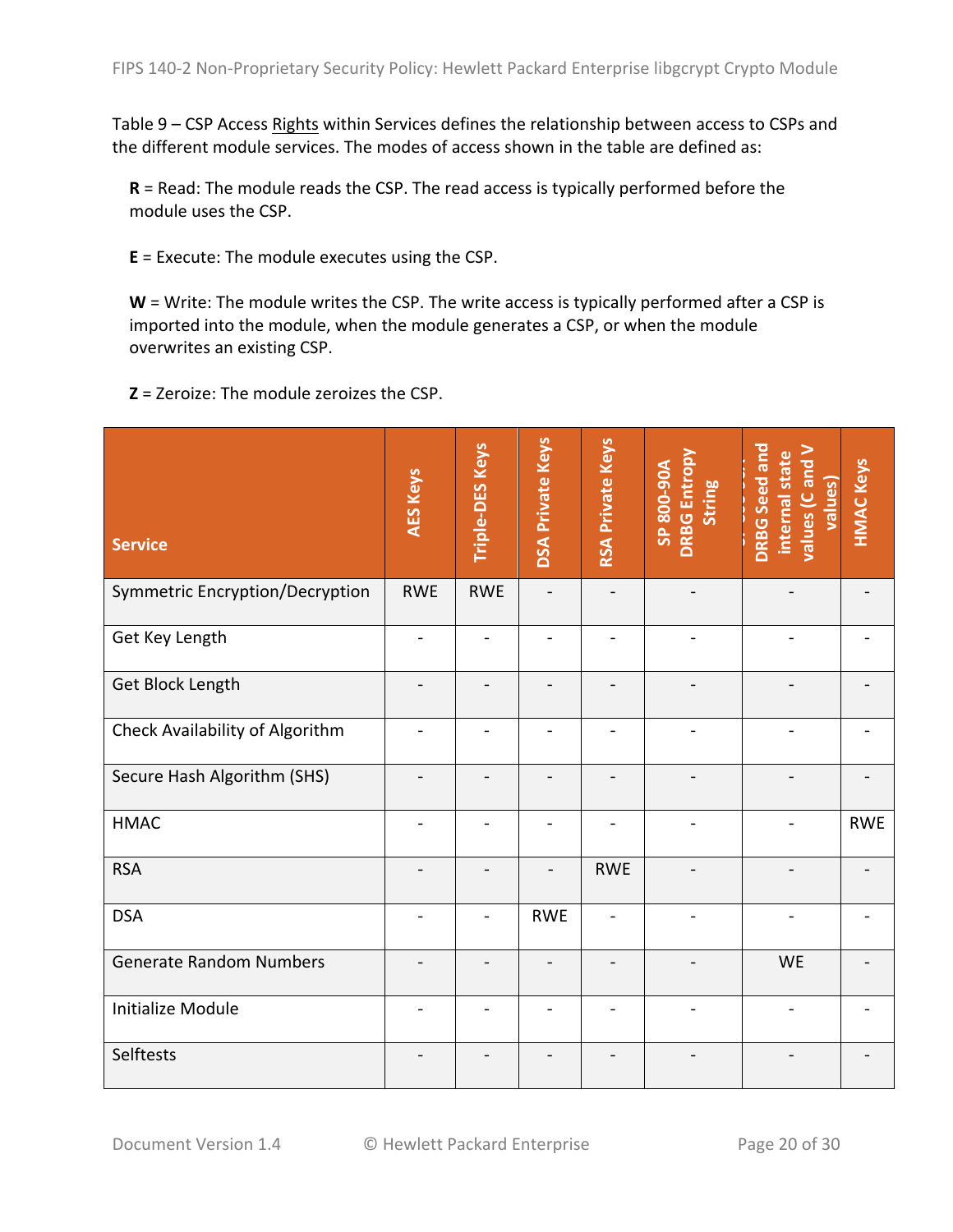Table 9 – CSP Access Rights within Services defines the relationship between access to CSPs and the different module services. The modes of access shown in the table are defined as:

**R** = Read: The module reads the CSP. The read access is typically performed before the module uses the CSP.

**E** = Execute: The module executes using the CSP.

**W** = Write: The module writes the CSP. The write access is typically performed after a CSP is imported into the module, when the module generates a CSP, or when the module overwrites an existing CSP.

**Z** = Zeroize: The module zeroizes the CSP.

| Service | AES Keys | Triple-DES Keys | DSA Private Keys | RSA Private Keys | SP 800-90A DRBG Entropy String | DRBG Seed and internal state values (C and V values) | HMAC Keys |
|---|---|---|---|---|---|---|---|
| Symmetric Encryption/Decryption | RWE | RWE | - | - | - | - | - |
| Get Key Length | - | - | - | - | - | - | - |
| Get Block Length | - | - | - | - | - | - | - |
| Check Availability of Algorithm | - | - | - | - | - | - | - |
| Secure Hash Algorithm (SHS) | - | - | - | - | - | - | - |
| HMAC | - | - | - | - | - | - | RWE |
| RSA | - | - | - | RWE | - | - | - |
| DSA | - | - | RWE | - | - | - | - |
| Generate Random Numbers | - | - | - | - | - | WE | - |
| Initialize Module | - | - | - | - | - | - | - |
| Selftests | - | - | - | - | - | - | - |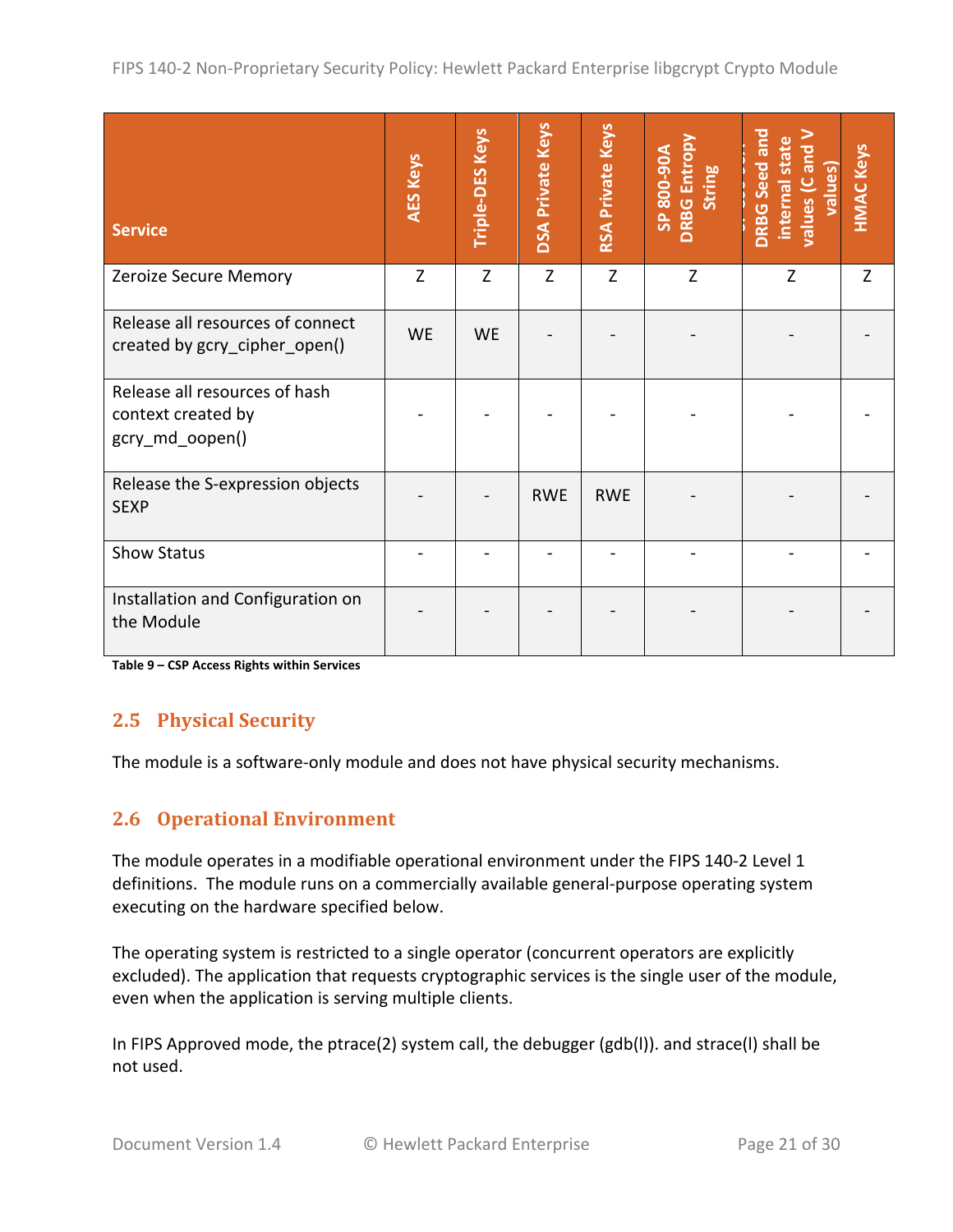| Service | AES Keys | Triple-DES Keys | DSA Private Keys | RSA Private Keys | SP 800-90A DRBG Entropy String | DRBG Seed and internal state values (C and V values) | HMAC Keys |
|---|---|---|---|---|---|---|---|
| Zeroize Secure Memory | Z | Z | Z | Z | Z | Z | Z |
| Release all resources of connect created by gcry_cipher_open() | WE | WE | - | - | - | - | - |
| Release all resources of hash context created by gcry_md_oopen() | - | - | - | - | - | - | - |
| Release the S-expression objects SEXP | - | - | RWE | RWE | - | - | - |
| Show Status | - | - | - | - | - | - | - |
| Installation and Configuration on the Module | - | - | - | - | - | - | - |

**Table 9 – CSP Access Rights within Services**

## 2.5 Physical Security

The module is a software-only module and does not have physical security mechanisms.

## 2.6 Operational Environment

The module operates in a modifiable operational environment under the FIPS 140-2 Level 1 definitions. The module runs on a commercially available general-purpose operating system executing on the hardware specified below.

The operating system is restricted to a single operator (concurrent operators are explicitly excluded). The application that requests cryptographic services is the single user of the module, even when the application is serving multiple clients.

In FIPS Approved mode, the ptrace(2) system call, the debugger (gdb(l)). and strace(l) shall be not used.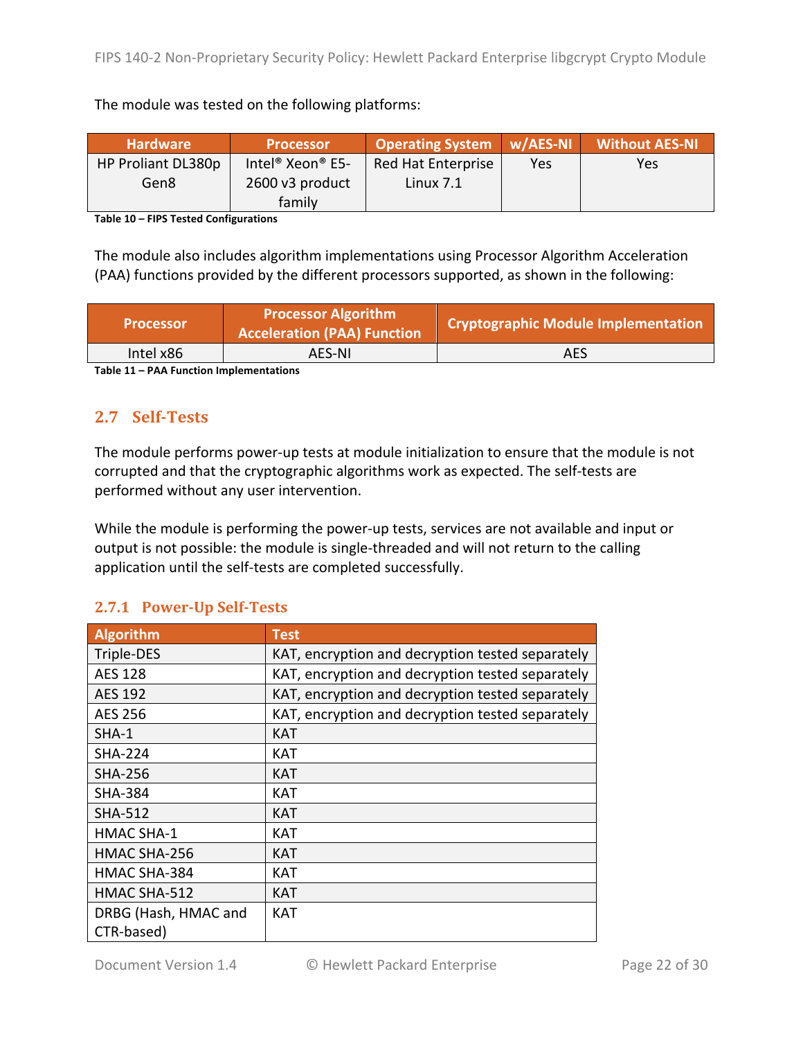The module was tested on the following platforms:

| Hardware | Processor | Operating System | w/AES-NI | Without AES-NI |
|---|---|---|---|---|
| HP Proliant DL380p Gen8 | Intel® Xeon® E5-2600 v3 product family | Red Hat Enterprise Linux 7.1 | Yes | Yes |

**Table 10 – FIPS Tested Configurations**

The module also includes algorithm implementations using Processor Algorithm Acceleration (PAA) functions provided by the different processors supported, as shown in the following:

| Processor | Processor Algorithm Acceleration (PAA) Function | Cryptographic Module Implementation |
|---|---|---|
| Intel x86 | AES-NI | AES |

**Table 11 – PAA Function Implementations**

## 2.7 Self-Tests

The module performs power-up tests at module initialization to ensure that the module is not corrupted and that the cryptographic algorithms work as expected. The self-tests are performed without any user intervention.

While the module is performing the power-up tests, services are not available and input or output is not possible: the module is single-threaded and will not return to the calling application until the self-tests are completed successfully.

### 2.7.1 Power-Up Self-Tests

| Algorithm | Test |
|---|---|
| Triple-DES | KAT, encryption and decryption tested separately |
| AES 128 | KAT, encryption and decryption tested separately |
| AES 192 | KAT, encryption and decryption tested separately |
| AES 256 | KAT, encryption and decryption tested separately |
| SHA-1 | KAT |
| SHA-224 | KAT |
| SHA-256 | KAT |
| SHA-384 | KAT |
| SHA-512 | KAT |
| HMAC SHA-1 | KAT |
| HMAC SHA-256 | KAT |
| HMAC SHA-384 | KAT |
| HMAC SHA-512 | KAT |
| DRBG (Hash, HMAC and CTR-based) | KAT |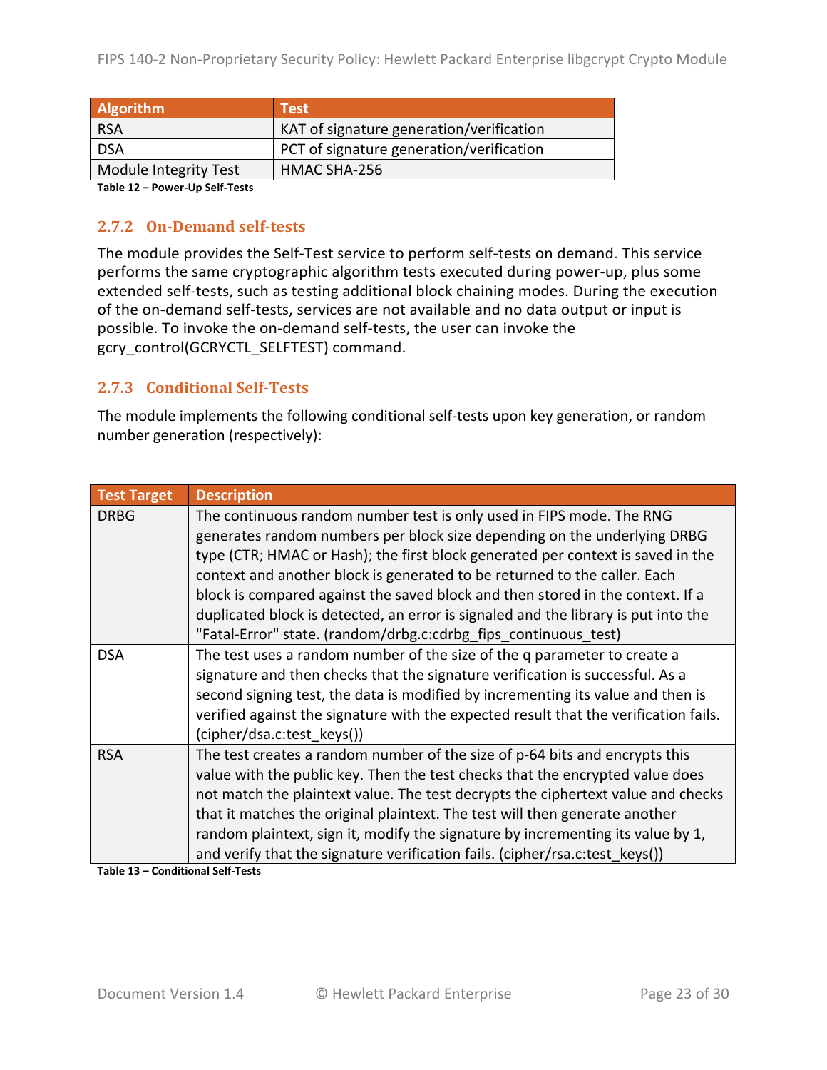| Algorithm | Test |
| --- | --- |
| RSA | KAT of signature generation/verification |
| DSA | PCT of signature generation/verification |
| Module Integrity Test | HMAC SHA-256 |

**Table 12 – Power-Up Self-Tests**

### 2.7.2 On-Demand self-tests

The module provides the Self-Test service to perform self-tests on demand. This service performs the same cryptographic algorithm tests executed during power-up, plus some extended self-tests, such as testing additional block chaining modes. During the execution of the on-demand self-tests, services are not available and no data output or input is possible. To invoke the on-demand self-tests, the user can invoke the gcry_control(GCRYCTL_SELFTEST) command.

### 2.7.3 Conditional Self-Tests

The module implements the following conditional self-tests upon key generation, or random number generation (respectively):

| Test Target | Description |
| --- | --- |
| DRBG | The continuous random number test is only used in FIPS mode. The RNG generates random numbers per block size depending on the underlying DRBG type (CTR; HMAC or Hash); the first block generated per context is saved in the context and another block is generated to be returned to the caller. Each block is compared against the saved block and then stored in the context. If a duplicated block is detected, an error is signaled and the library is put into the "Fatal-Error" state. (random/drbg.c:cdrbg_fips_continuous_test) |
| DSA | The test uses a random number of the size of the q parameter to create a signature and then checks that the signature verification is successful. As a second signing test, the data is modified by incrementing its value and then is verified against the signature with the expected result that the verification fails. (cipher/dsa.c:test_keys()) |
| RSA | The test creates a random number of the size of p-64 bits and encrypts this value with the public key. Then the test checks that the encrypted value does not match the plaintext value. The test decrypts the ciphertext value and checks that it matches the original plaintext. The test will then generate another random plaintext, sign it, modify the signature by incrementing its value by 1, and verify that the signature verification fails. (cipher/rsa.c:test_keys()) |

**Table 13 – Conditional Self-Tests**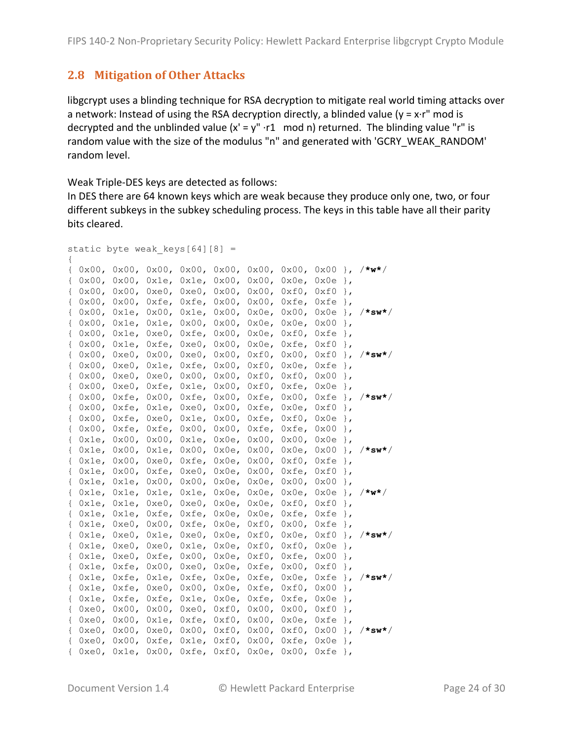## 2.8 Mitigation of Other Attacks

libgcrypt uses a blinding technique for RSA decryption to mitigate real world timing attacks over a network: Instead of using the RSA decryption directly, a blinded value ($y = x \cdot r^e \bmod n$) is decrypted and the unblinded value ($x' = y' \cdot r^{-1} \bmod n$) returned. The blinding value "r" is random value with the size of the modulus "n" and generated with 'GCRY_WEAK_RANDOM' random level.

Weak Triple-DES keys are detected as follows:
In DES there are 64 known keys which are weak because they produce only one, two, or four different subkeys in the subkey scheduling process. The keys in this table have all their parity bits cleared.

```
static byte weak_keys[64][8] =
{
{ 0x00, 0x00, 0x00, 0x00, 0x00, 0x00, 0x00, 0x00 }, /*w*/
{ 0x00, 0x00, 0x1e, 0x1e, 0x00, 0x00, 0x0e, 0x0e },
{ 0x00, 0x00, 0xe0, 0xe0, 0x00, 0x00, 0xf0, 0xf0 },
{ 0x00, 0x00, 0xfe, 0xfe, 0x00, 0x00, 0xfe, 0xfe },
{ 0x00, 0x1e, 0x00, 0x1e, 0x00, 0x0e, 0x00, 0x0e }, /*sw*/
{ 0x00, 0x1e, 0x1e, 0x00, 0x00, 0x0e, 0x0e, 0x00 },
{ 0x00, 0x1e, 0xe0, 0xfe, 0x00, 0x0e, 0xf0, 0xfe },
{ 0x00, 0x1e, 0xfe, 0xe0, 0x00, 0x0e, 0xfe, 0xf0 },
{ 0x00, 0xe0, 0x00, 0xe0, 0x00, 0xf0, 0x00, 0xf0 }, /*sw*/
{ 0x00, 0xe0, 0x1e, 0xfe, 0x00, 0xf0, 0x0e, 0xfe },
{ 0x00, 0xe0, 0xe0, 0x00, 0x00, 0xf0, 0xf0, 0x00 },
{ 0x00, 0xe0, 0xfe, 0x1e, 0x00, 0xf0, 0xfe, 0x0e },
{ 0x00, 0xfe, 0x00, 0xfe, 0x00, 0xfe, 0x00, 0xfe }, /*sw*/
{ 0x00, 0xfe, 0x1e, 0xe0, 0x00, 0xfe, 0x0e, 0xf0 },
{ 0x00, 0xfe, 0xe0, 0x1e, 0x00, 0xfe, 0xf0, 0x0e },
{ 0x00, 0xfe, 0xfe, 0x00, 0x00, 0xfe, 0xfe, 0x00 },
{ 0x1e, 0x00, 0x00, 0x1e, 0x0e, 0x00, 0x00, 0x0e },
{ 0x1e, 0x00, 0x1e, 0x00, 0x0e, 0x00, 0x0e, 0x00 }, /*sw*/
{ 0x1e, 0x00, 0xe0, 0xfe, 0x0e, 0x00, 0xf0, 0xfe },
{ 0x1e, 0x00, 0xfe, 0xe0, 0x0e, 0x00, 0xfe, 0xf0 },
{ 0x1e, 0x1e, 0x00, 0x00, 0x0e, 0x0e, 0x00, 0x00 },
{ 0x1e, 0x1e, 0x1e, 0x1e, 0x0e, 0x0e, 0x0e, 0x0e }, /*w*/
{ 0x1e, 0x1e, 0xe0, 0xe0, 0x0e, 0x0e, 0xf0, 0xf0 },
{ 0x1e, 0x1e, 0xfe, 0xfe, 0x0e, 0x0e, 0xfe, 0xfe },
{ 0x1e, 0xe0, 0x00, 0xfe, 0x0e, 0xf0, 0x00, 0xfe },
{ 0x1e, 0xe0, 0x1e, 0xe0, 0x0e, 0xf0, 0x0e, 0xf0 }, /*sw*/
{ 0x1e, 0xe0, 0xe0, 0x1e, 0x0e, 0xf0, 0xf0, 0x0e },
{ 0x1e, 0xe0, 0xfe, 0x00, 0x0e, 0xf0, 0xfe, 0x00 },
{ 0x1e, 0xfe, 0x00, 0xe0, 0x0e, 0xfe, 0x00, 0xf0 },
{ 0x1e, 0xfe, 0x1e, 0xfe, 0x0e, 0xfe, 0x0e, 0xfe }, /*sw*/
{ 0x1e, 0xfe, 0xe0, 0x00, 0x0e, 0xfe, 0xf0, 0x00 },
{ 0x1e, 0xfe, 0xfe, 0x1e, 0x0e, 0xfe, 0xfe, 0x0e },
{ 0xe0, 0x00, 0x00, 0xe0, 0xf0, 0x00, 0x00, 0xf0 },
{ 0xe0, 0x00, 0x1e, 0xfe, 0xf0, 0x00, 0x0e, 0xfe },
{ 0xe0, 0x00, 0xe0, 0x00, 0xf0, 0x00, 0xf0, 0x00 }, /*sw*/
{ 0xe0, 0x00, 0xfe, 0x1e, 0xf0, 0x00, 0xfe, 0x0e },
{ 0xe0, 0x1e, 0x00, 0xfe, 0xf0, 0x0e, 0x00, 0xfe },
```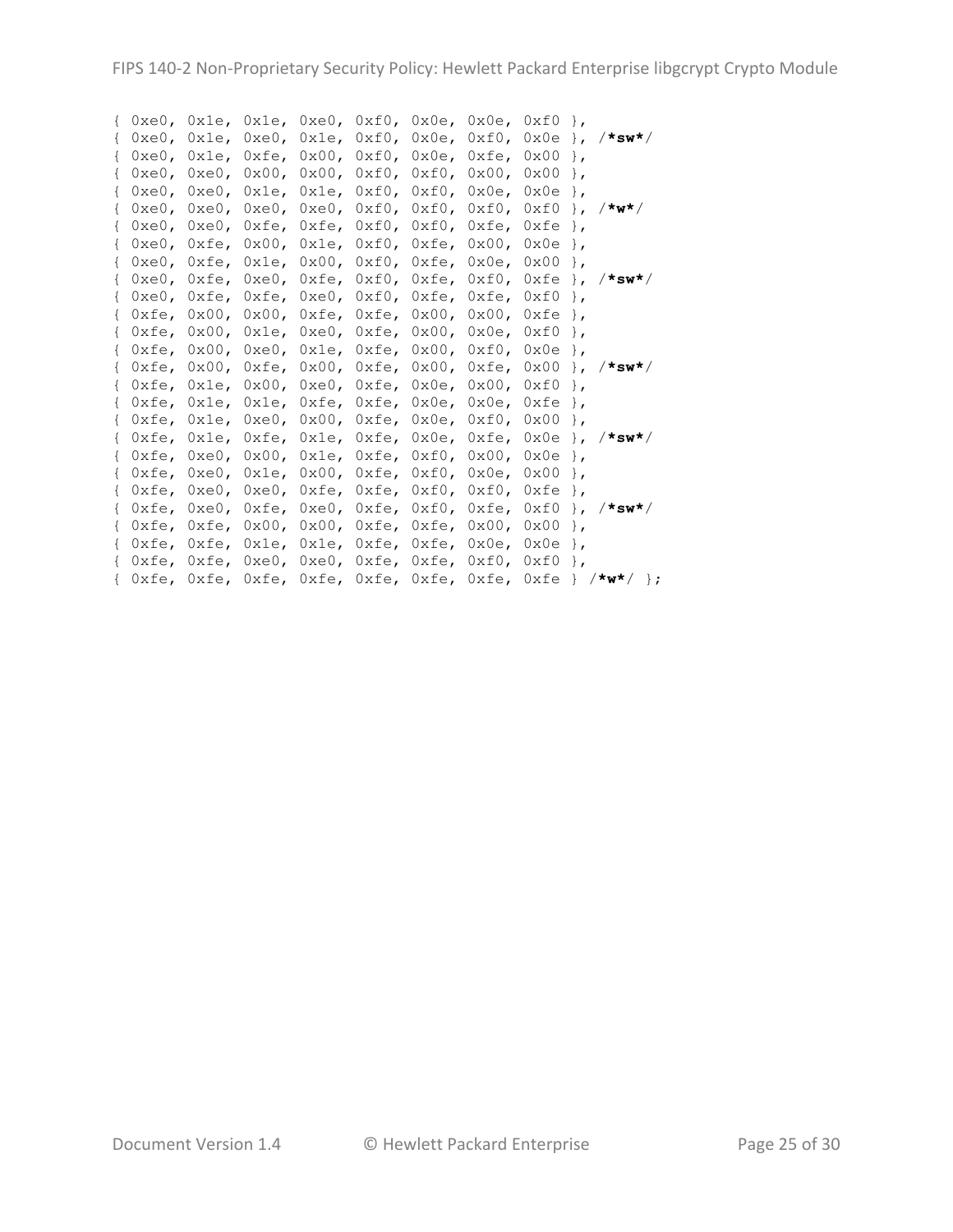```
{ 0xe0, 0x1e, 0x1e, 0xe0, 0xf0, 0x0e, 0x0e, 0xf0 },
{ 0xe0, 0x1e, 0xe0, 0x1e, 0xf0, 0x0e, 0xf0, 0x0e }, /*sw*/
{ 0xe0, 0x1e, 0xfe, 0x00, 0xf0, 0x0e, 0xfe, 0x00 },
{ 0xe0, 0xe0, 0x00, 0x00, 0xf0, 0xf0, 0x00, 0x00 },
{ 0xe0, 0xe0, 0x1e, 0x1e, 0xf0, 0xf0, 0x0e, 0x0e },
{ 0xe0, 0xe0, 0xe0, 0xe0, 0xf0, 0xf0, 0xf0, 0xf0 }, /*w*/
{ 0xe0, 0xe0, 0xfe, 0xfe, 0xf0, 0xf0, 0xfe, 0xfe },
{ 0xe0, 0xfe, 0x00, 0x1e, 0xf0, 0xfe, 0x00, 0x0e },
{ 0xe0, 0xfe, 0x1e, 0x00, 0xf0, 0xfe, 0x0e, 0x00 },
{ 0xe0, 0xfe, 0xe0, 0xfe, 0xf0, 0xfe, 0xf0, 0xfe }, /*sw*/
{ 0xe0, 0xfe, 0xfe, 0xe0, 0xf0, 0xfe, 0xfe, 0xf0 },
{ 0xfe, 0x00, 0x00, 0xfe, 0xfe, 0x00, 0x00, 0xfe },
{ 0xfe, 0x00, 0x1e, 0xe0, 0xfe, 0x00, 0x0e, 0xf0 },
{ 0xfe, 0x00, 0xe0, 0x1e, 0xfe, 0x00, 0xf0, 0x0e },
{ 0xfe, 0x00, 0xfe, 0x00, 0xfe, 0x00, 0xfe, 0x00 }, /*sw*/
{ 0xfe, 0x1e, 0x00, 0xe0, 0xfe, 0x0e, 0x00, 0xf0 },
{ 0xfe, 0x1e, 0x1e, 0xfe, 0xfe, 0x0e, 0x0e, 0xfe },
{ 0xfe, 0x1e, 0xe0, 0x00, 0xfe, 0x0e, 0xf0, 0x00 },
{ 0xfe, 0x1e, 0xfe, 0x1e, 0xfe, 0x0e, 0xfe, 0x0e }, /*sw*/
{ 0xfe, 0xe0, 0x00, 0x1e, 0xfe, 0xf0, 0x00, 0x0e },
{ 0xfe, 0xe0, 0x1e, 0x00, 0xfe, 0xf0, 0x0e, 0x00 },
{ 0xfe, 0xe0, 0xe0, 0xfe, 0xfe, 0xf0, 0xf0, 0xfe },
{ 0xfe, 0xe0, 0xfe, 0xe0, 0xfe, 0xf0, 0xfe, 0xf0 }, /*sw*/
{ 0xfe, 0xfe, 0x00, 0x00, 0xfe, 0xfe, 0x00, 0x00 },
{ 0xfe, 0xfe, 0x1e, 0x1e, 0xfe, 0xfe, 0x0e, 0x0e },
{ 0xfe, 0xfe, 0xe0, 0xe0, 0xfe, 0xfe, 0xf0, 0xf0 },
{ 0xfe, 0xfe, 0xfe, 0xfe, 0xfe, 0xfe, 0xfe, 0xfe } /*w*/ };
```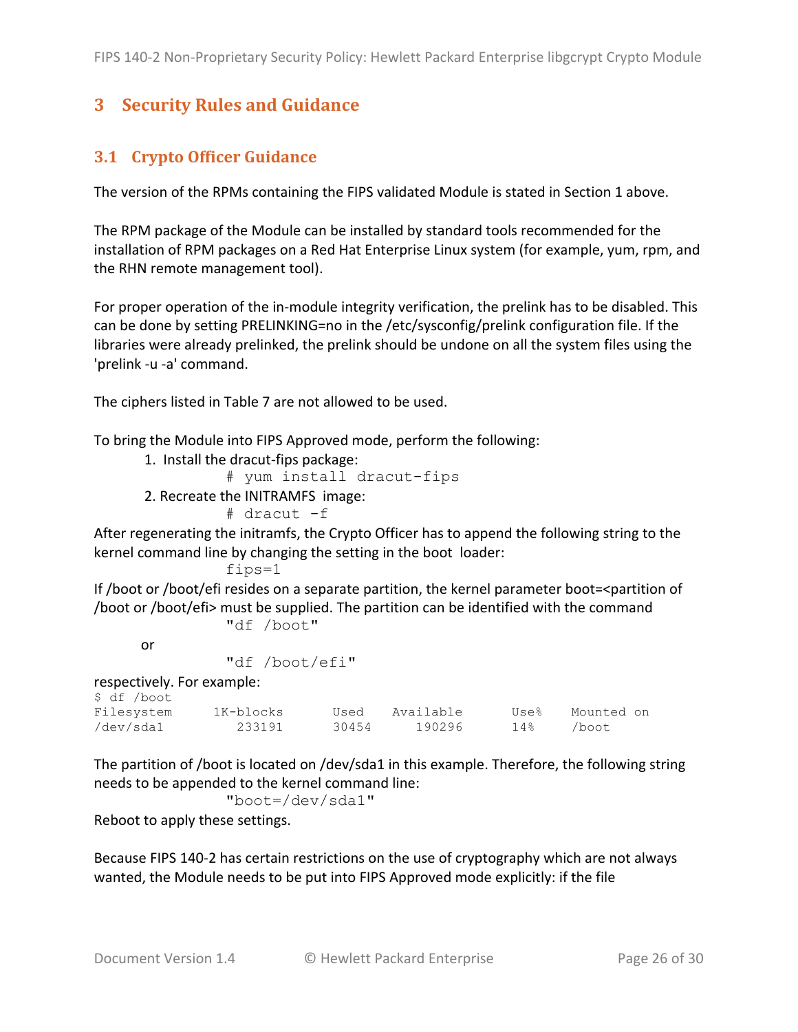# 3 Security Rules and Guidance

## 3.1 Crypto Officer Guidance

The version of the RPMs containing the FIPS validated Module is stated in Section 1 above.

The RPM package of the Module can be installed by standard tools recommended for the installation of RPM packages on a Red Hat Enterprise Linux system (for example, yum, rpm, and the RHN remote management tool).

For proper operation of the in-module integrity verification, the prelink has to be disabled. This can be done by setting PRELINKING=no in the /etc/sysconfig/prelink configuration file. If the libraries were already prelinked, the prelink should be undone on all the system files using the 'prelink -u -a' command.

The ciphers listed in Table 7 are not allowed to be used.

To bring the Module into FIPS Approved mode, perform the following:

1. Install the dracut-fips package:
   ```
   # yum install dracut-fips
   ```
2. Recreate the INITRAMFS image:
   ```
   # dracut -f
   ```

After regenerating the initramfs, the Crypto Officer has to append the following string to the kernel command line by changing the setting in the boot loader:

```
fips=1
```

If /boot or /boot/efi resides on a separate partition, the kernel parameter boot=<partition of /boot or /boot/efi> must be supplied. The partition can be identified with the command

```
"df /boot"
```

or

```
"df /boot/efi"
```

respectively. For example:

```
$ df /boot
Filesystem     1K-blocks     Used   Available     Use%    Mounted on
/dev/sda1         233191    30454      190296      14%    /boot
```

The partition of /boot is located on /dev/sda1 in this example. Therefore, the following string needs to be appended to the kernel command line:

```
"boot=/dev/sda1"
```

Reboot to apply these settings.

Because FIPS 140-2 has certain restrictions on the use of cryptography which are not always wanted, the Module needs to be put into FIPS Approved mode explicitly: if the file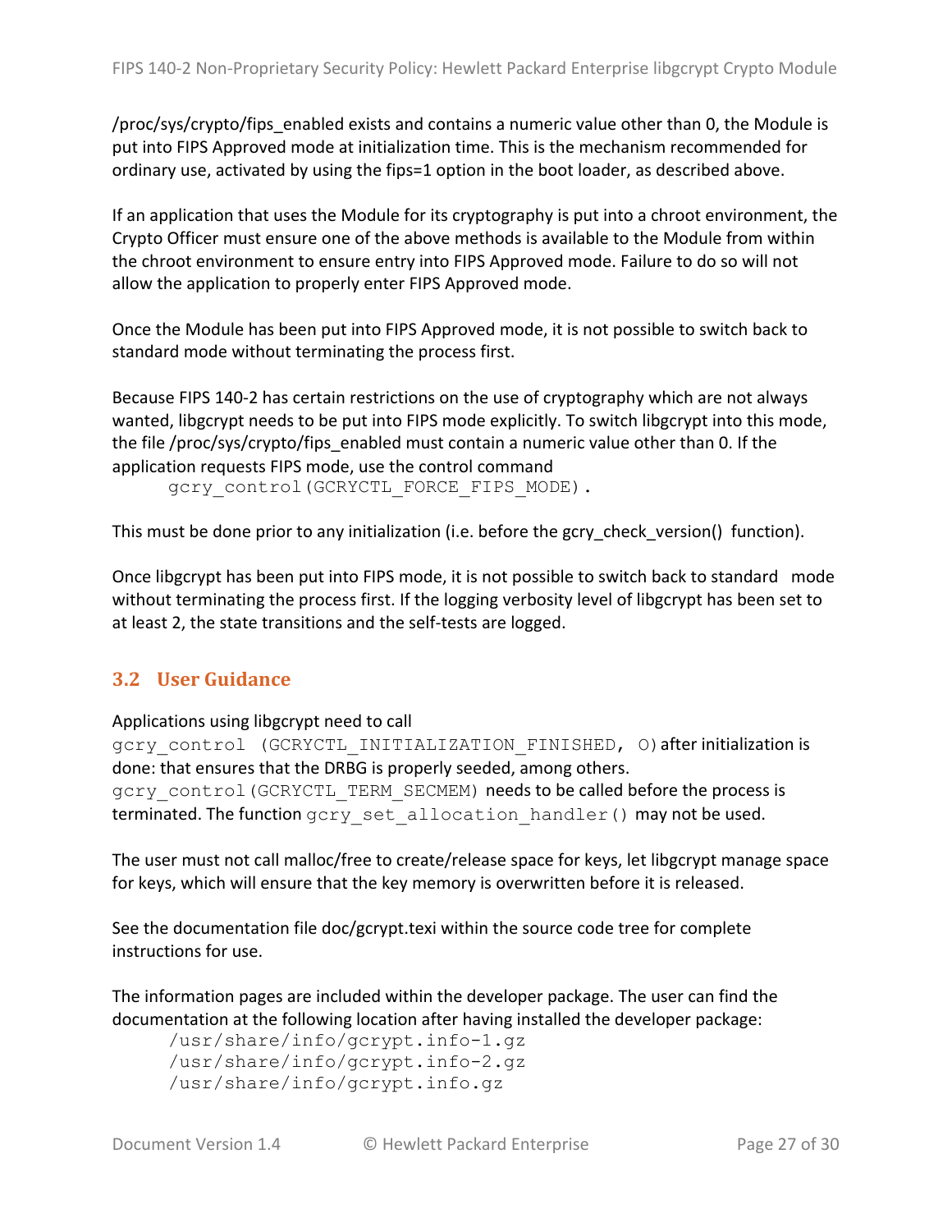/proc/sys/crypto/fips_enabled exists and contains a numeric value other than 0, the Module is put into FIPS Approved mode at initialization time. This is the mechanism recommended for ordinary use, activated by using the fips=1 option in the boot loader, as described above.

If an application that uses the Module for its cryptography is put into a chroot environment, the Crypto Officer must ensure one of the above methods is available to the Module from within the chroot environment to ensure entry into FIPS Approved mode. Failure to do so will not allow the application to properly enter FIPS Approved mode.

Once the Module has been put into FIPS Approved mode, it is not possible to switch back to standard mode without terminating the process first.

Because FIPS 140-2 has certain restrictions on the use of cryptography which are not always wanted, libgcrypt needs to be put into FIPS mode explicitly. To switch libgcrypt into this mode, the file /proc/sys/crypto/fips_enabled must contain a numeric value other than 0. If the application requests FIPS mode, use the control command

```
gcry_control(GCRYCTL_FORCE_FIPS_MODE).
```

This must be done prior to any initialization (i.e. before the gcry_check_version() function).

Once libgcrypt has been put into FIPS mode, it is not possible to switch back to standard mode without terminating the process first. If the logging verbosity level of libgcrypt has been set to at least 2, the state transitions and the self-tests are logged.

## 3.2 User Guidance

Applications using libgcrypt need to call `gcry_control (GCRYCTL_INITIALIZATION_FINISHED, 0)` after initialization is done: that ensures that the DRBG is properly seeded, among others. `gcry_control(GCRYCTL_TERM_SECMEM)` needs to be called before the process is terminated. The function `gcry_set_allocation_handler()` may not be used.

The user must not call malloc/free to create/release space for keys, let libgcrypt manage space for keys, which will ensure that the key memory is overwritten before it is released.

See the documentation file doc/gcrypt.texi within the source code tree for complete instructions for use.

The information pages are included within the developer package. The user can find the documentation at the following location after having installed the developer package:

```
/usr/share/info/gcrypt.info-1.gz
/usr/share/info/gcrypt.info-2.gz
/usr/share/info/gcrypt.info.gz
```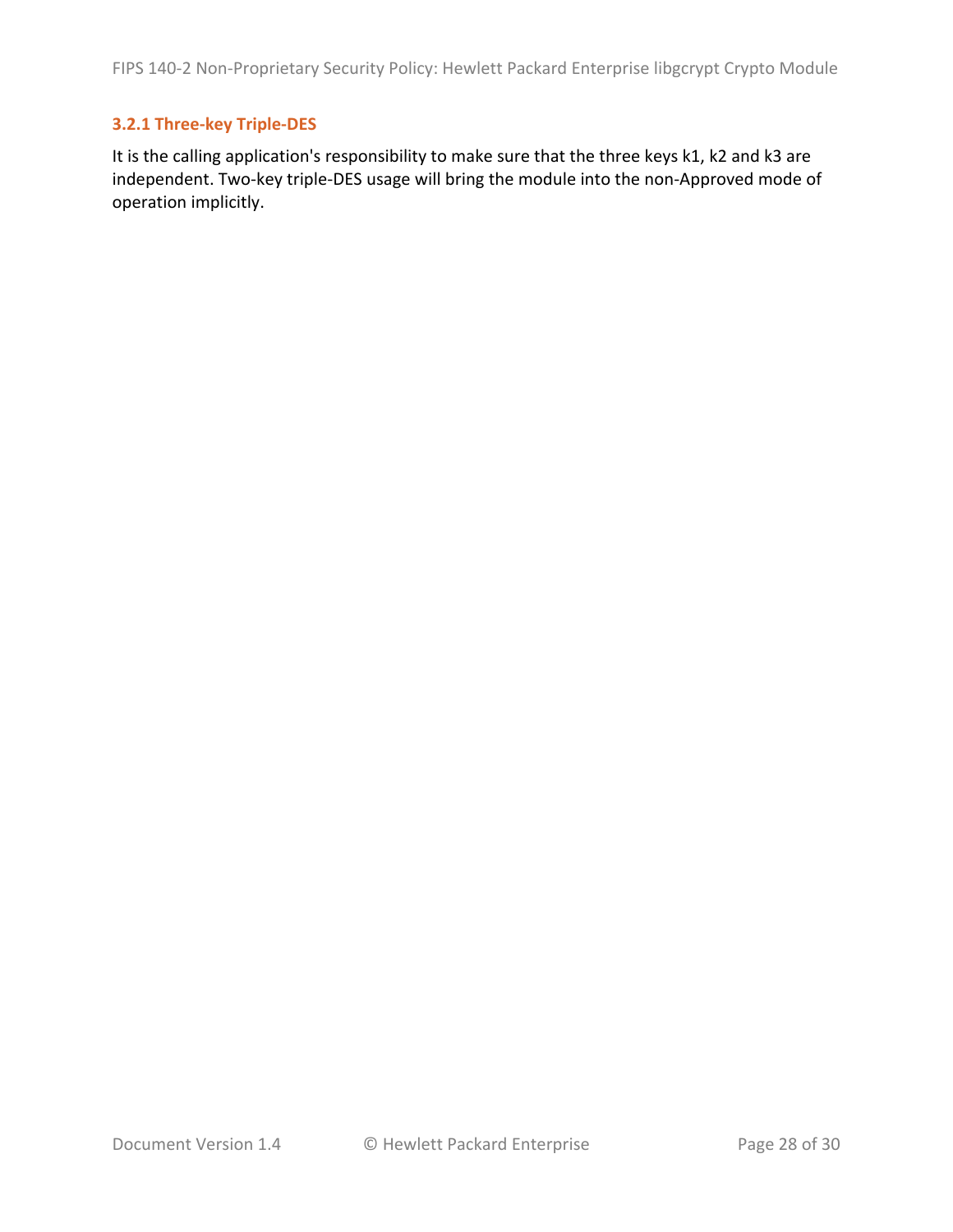### 3.2.1 Three-key Triple-DES

It is the calling application's responsibility to make sure that the three keys k1, k2 and k3 are independent. Two-key triple-DES usage will bring the module into the non-Approved mode of operation implicitly.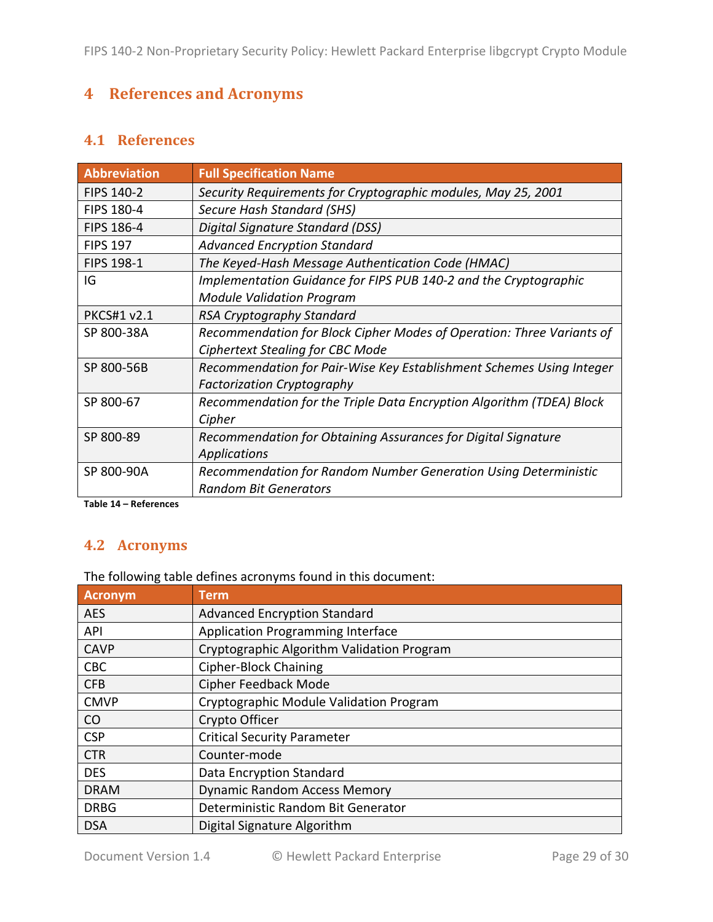# 4 References and Acronyms

## 4.1 References

| Abbreviation | Full Specification Name |
|---|---|
| FIPS 140-2 | *Security Requirements for Cryptographic modules, May 25, 2001* |
| FIPS 180-4 | *Secure Hash Standard (SHS)* |
| FIPS 186-4 | *Digital Signature Standard (DSS)* |
| FIPS 197 | *Advanced Encryption Standard* |
| FIPS 198-1 | *The Keyed-Hash Message Authentication Code (HMAC)* |
| IG | *Implementation Guidance for FIPS PUB 140-2 and the Cryptographic Module Validation Program* |
| PKCS#1 v2.1 | *RSA Cryptography Standard* |
| SP 800-38A | *Recommendation for Block Cipher Modes of Operation: Three Variants of Ciphertext Stealing for CBC Mode* |
| SP 800-56B | *Recommendation for Pair-Wise Key Establishment Schemes Using Integer Factorization Cryptography* |
| SP 800-67 | *Recommendation for the Triple Data Encryption Algorithm (TDEA) Block Cipher* |
| SP 800-89 | *Recommendation for Obtaining Assurances for Digital Signature Applications* |
| SP 800-90A | *Recommendation for Random Number Generation Using Deterministic Random Bit Generators* |

**Table 14 – References**

## 4.2 Acronyms

The following table defines acronyms found in this document:

| Acronym | Term |
|---|---|
| AES | Advanced Encryption Standard |
| API | Application Programming Interface |
| CAVP | Cryptographic Algorithm Validation Program |
| CBC | Cipher-Block Chaining |
| CFB | Cipher Feedback Mode |
| CMVP | Cryptographic Module Validation Program |
| CO | Crypto Officer |
| CSP | Critical Security Parameter |
| CTR | Counter-mode |
| DES | Data Encryption Standard |
| DRAM | Dynamic Random Access Memory |
| DRBG | Deterministic Random Bit Generator |
| DSA | Digital Signature Algorithm |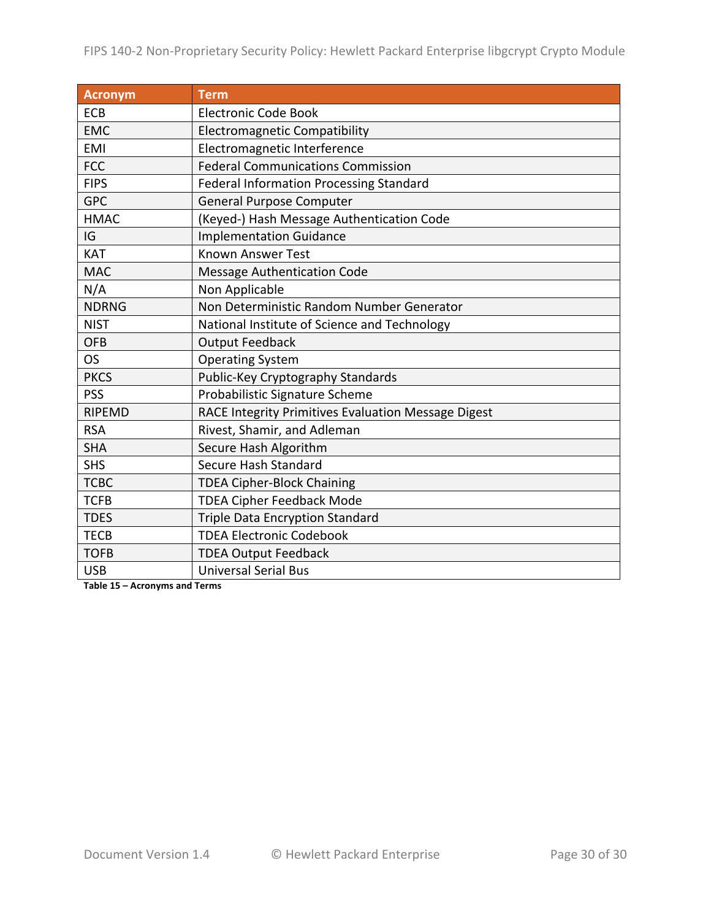| Acronym | Term |
|---|---|
| ECB | Electronic Code Book |
| EMC | Electromagnetic Compatibility |
| EMI | Electromagnetic Interference |
| FCC | Federal Communications Commission |
| FIPS | Federal Information Processing Standard |
| GPC | General Purpose Computer |
| HMAC | (Keyed-) Hash Message Authentication Code |
| IG | Implementation Guidance |
| KAT | Known Answer Test |
| MAC | Message Authentication Code |
| N/A | Non Applicable |
| NDRNG | Non Deterministic Random Number Generator |
| NIST | National Institute of Science and Technology |
| OFB | Output Feedback |
| OS | Operating System |
| PKCS | Public-Key Cryptography Standards |
| PSS | Probabilistic Signature Scheme |
| RIPEMD | RACE Integrity Primitives Evaluation Message Digest |
| RSA | Rivest, Shamir, and Adleman |
| SHA | Secure Hash Algorithm |
| SHS | Secure Hash Standard |
| TCBC | TDEA Cipher-Block Chaining |
| TCFB | TDEA Cipher Feedback Mode |
| TDES | Triple Data Encryption Standard |
| TECB | TDEA Electronic Codebook |
| TOFB | TDEA Output Feedback |
| USB | Universal Serial Bus |

**Table 15 – Acronyms and Terms**